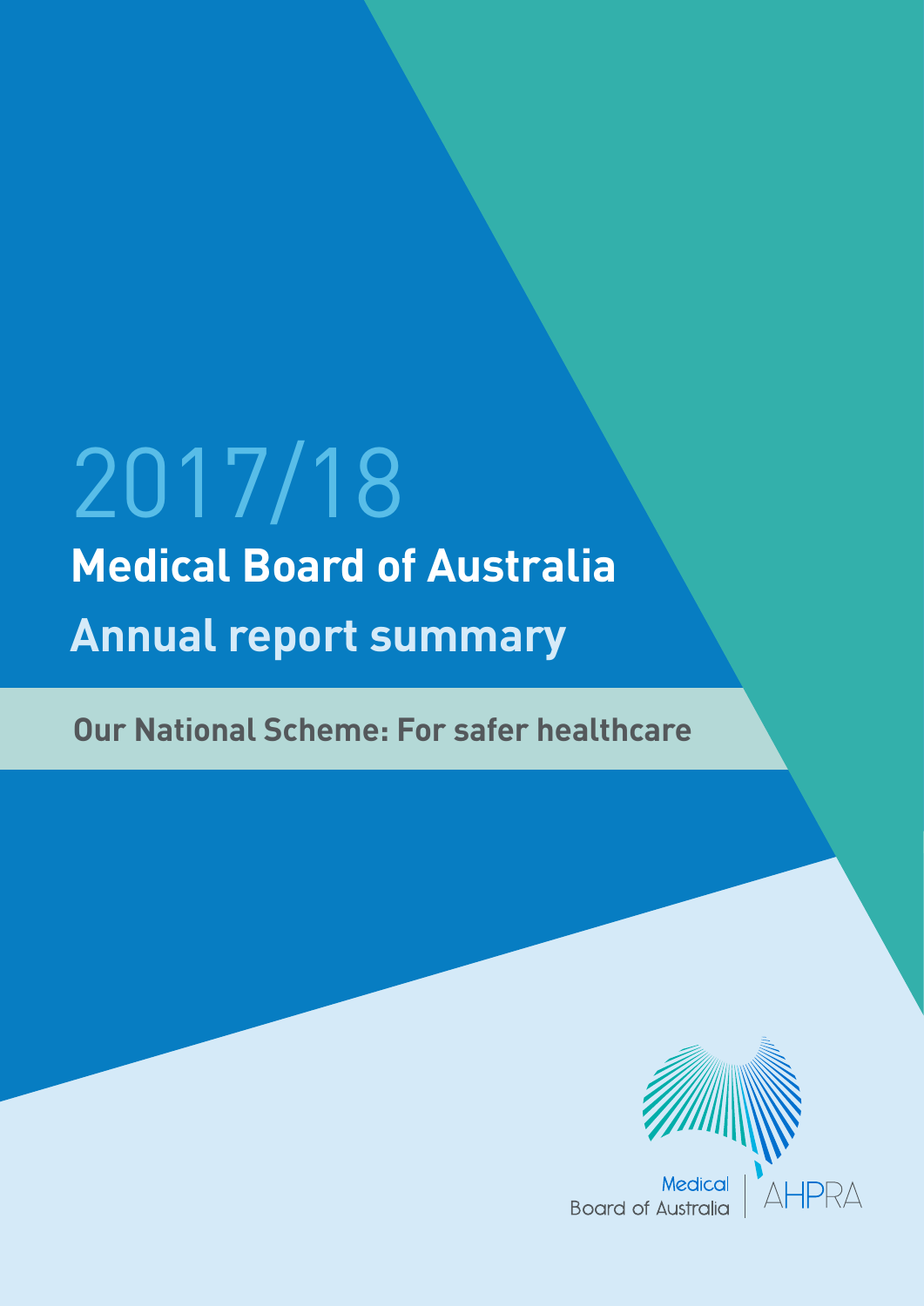# 2017/18

# Medical Board of Australia

# Annual report summary

## Our National Scheme: For safer healthcare

Medical Board of Australia | AHPRA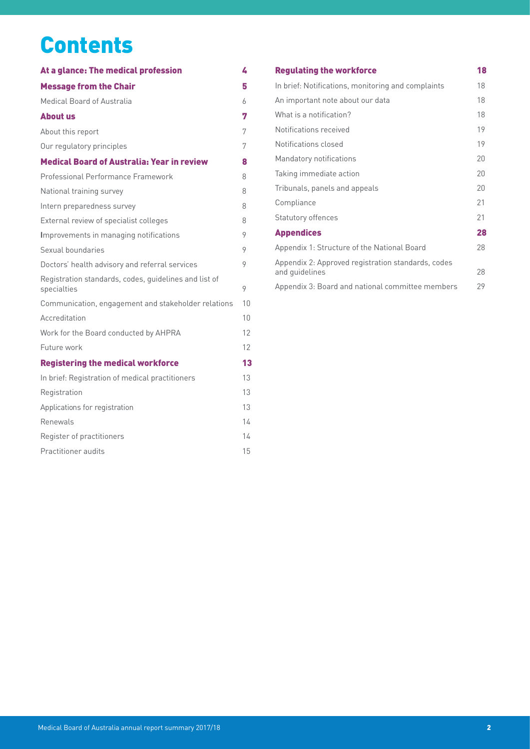# Contents

| | |
|---|---|
| **At a glance: The medical profession** | **4** |
| **Message from the Chair** | **5** |
| Medical Board of Australia | 6 |
| **About us** | **7** |
| About this report | 7 |
| Our regulatory principles | 7 |
| **Medical Board of Australia: Year in review** | **8** |
| Professional Performance Framework | 8 |
| National training survey | 8 |
| Intern preparedness survey | 8 |
| External review of specialist colleges | 8 |
| Improvements in managing notifications | 9 |
| Sexual boundaries | 9 |
| Doctors' health advisory and referral services | 9 |
| Registration standards, codes, guidelines and list of specialties | 9 |
| Communication, engagement and stakeholder relations | 10 |
| Accreditation | 10 |
| Work for the Board conducted by AHPRA | 12 |
| Future work | 12 |
| **Registering the medical workforce** | **13** |
| In brief: Registration of medical practitioners | 13 |
| Registration | 13 |
| Applications for registration | 13 |
| Renewals | 14 |
| Register of practitioners | 14 |
| Practitioner audits | 15 |
| **Regulating the workforce** | **18** |
| In brief: Notifications, monitoring and complaints | 18 |
| An important note about our data | 18 |
| What is a notification? | 18 |
| Notifications received | 19 |
| Notifications closed | 19 |
| Mandatory notifications | 20 |
| Taking immediate action | 20 |
| Tribunals, panels and appeals | 20 |
| Compliance | 21 |
| Statutory offences | 21 |
| **Appendices** | **28** |
| Appendix 1: Structure of the National Board | 28 |
| Appendix 2: Approved registration standards, codes and guidelines | 28 |
| Appendix 3: Board and national committee members | 29 |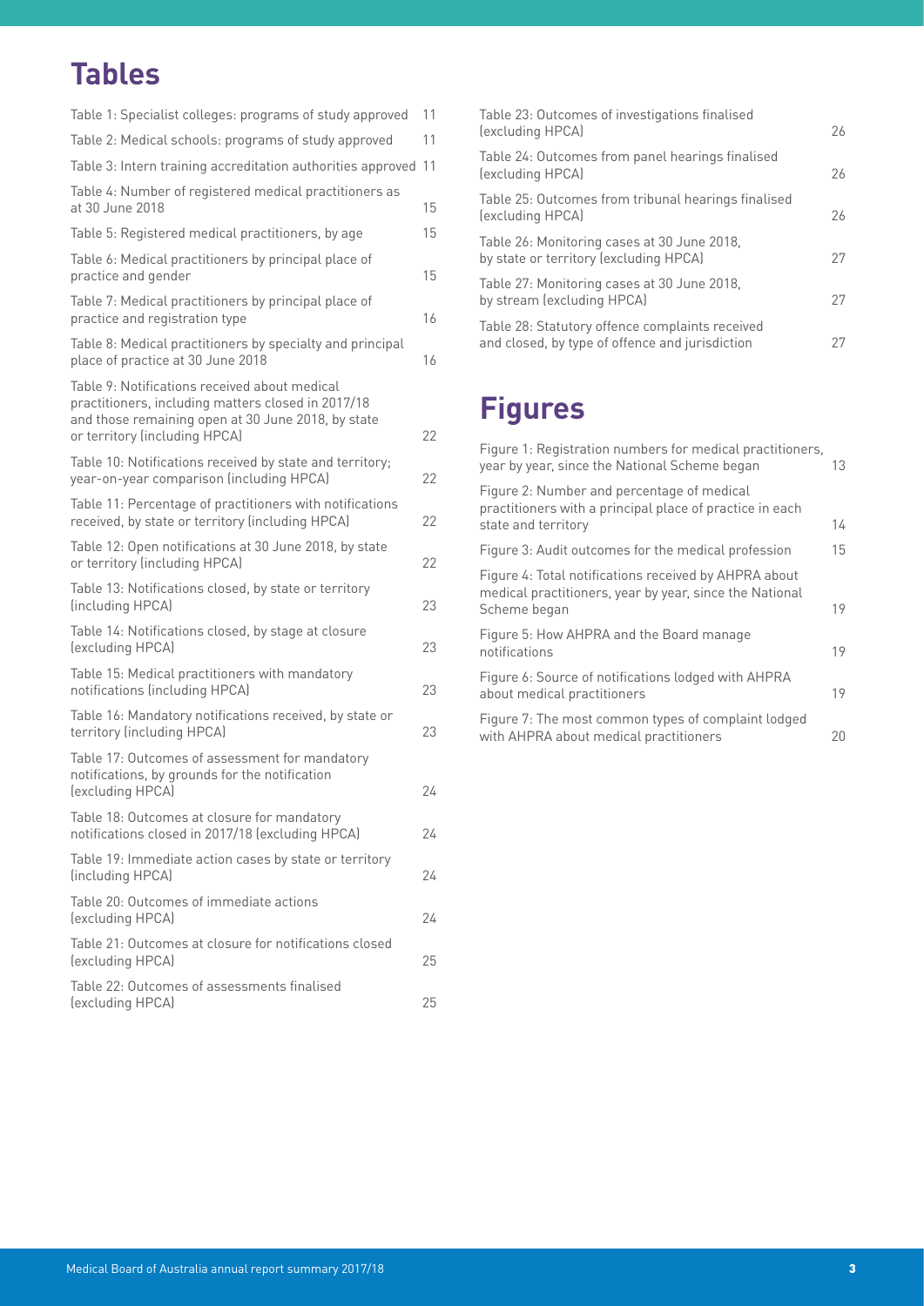## Tables

- Table 1: Specialist colleges: programs of study approved 11
- Table 2: Medical schools: programs of study approved 11
- Table 3: Intern training accreditation authorities approved 11
- Table 4: Number of registered medical practitioners as at 30 June 2018 15
- Table 5: Registered medical practitioners, by age 15
- Table 6: Medical practitioners by principal place of practice and gender 15
- Table 7: Medical practitioners by principal place of practice and registration type 16
- Table 8: Medical practitioners by specialty and principal place of practice at 30 June 2018 16
- Table 9: Notifications received about medical practitioners, including matters closed in 2017/18 and those remaining open at 30 June 2018, by state or territory (including HPCA) 22
- Table 10: Notifications received by state and territory; year-on-year comparison (including HPCA) 22
- Table 11: Percentage of practitioners with notifications received, by state or territory (including HPCA) 22
- Table 12: Open notifications at 30 June 2018, by state or territory (including HPCA) 22
- Table 13: Notifications closed, by state or territory (including HPCA) 23
- Table 14: Notifications closed, by stage at closure (excluding HPCA) 23
- Table 15: Medical practitioners with mandatory notifications (including HPCA) 23
- Table 16: Mandatory notifications received, by state or territory (including HPCA) 23
- Table 17: Outcomes of assessment for mandatory notifications, by grounds for the notification (excluding HPCA) 24
- Table 18: Outcomes at closure for mandatory notifications closed in 2017/18 (excluding HPCA) 24
- Table 19: Immediate action cases by state or territory (including HPCA) 24
- Table 20: Outcomes of immediate actions (excluding HPCA) 24
- Table 21: Outcomes at closure for notifications closed (excluding HPCA) 25
- Table 22: Outcomes of assessments finalised (excluding HPCA) 25
- Table 23: Outcomes of investigations finalised (excluding HPCA) 26
- Table 24: Outcomes from panel hearings finalised (excluding HPCA) 26
- Table 25: Outcomes from tribunal hearings finalised (excluding HPCA) 26
- Table 26: Monitoring cases at 30 June 2018, by state or territory (excluding HPCA) 27
- Table 27: Monitoring cases at 30 June 2018, by stream (excluding HPCA) 27
- Table 28: Statutory offence complaints received and closed, by type of offence and jurisdiction 27

## Figures

- Figure 1: Registration numbers for medical practitioners, year by year, since the National Scheme began 13
- Figure 2: Number and percentage of medical practitioners with a principal place of practice in each state and territory 14
- Figure 3: Audit outcomes for the medical profession 15
- Figure 4: Total notifications received by AHPRA about medical practitioners, year by year, since the National Scheme began 19
- Figure 5: How AHPRA and the Board manage notifications 19
- Figure 6: Source of notifications lodged with AHPRA about medical practitioners 19
- Figure 7: The most common types of complaint lodged with AHPRA about medical practitioners 20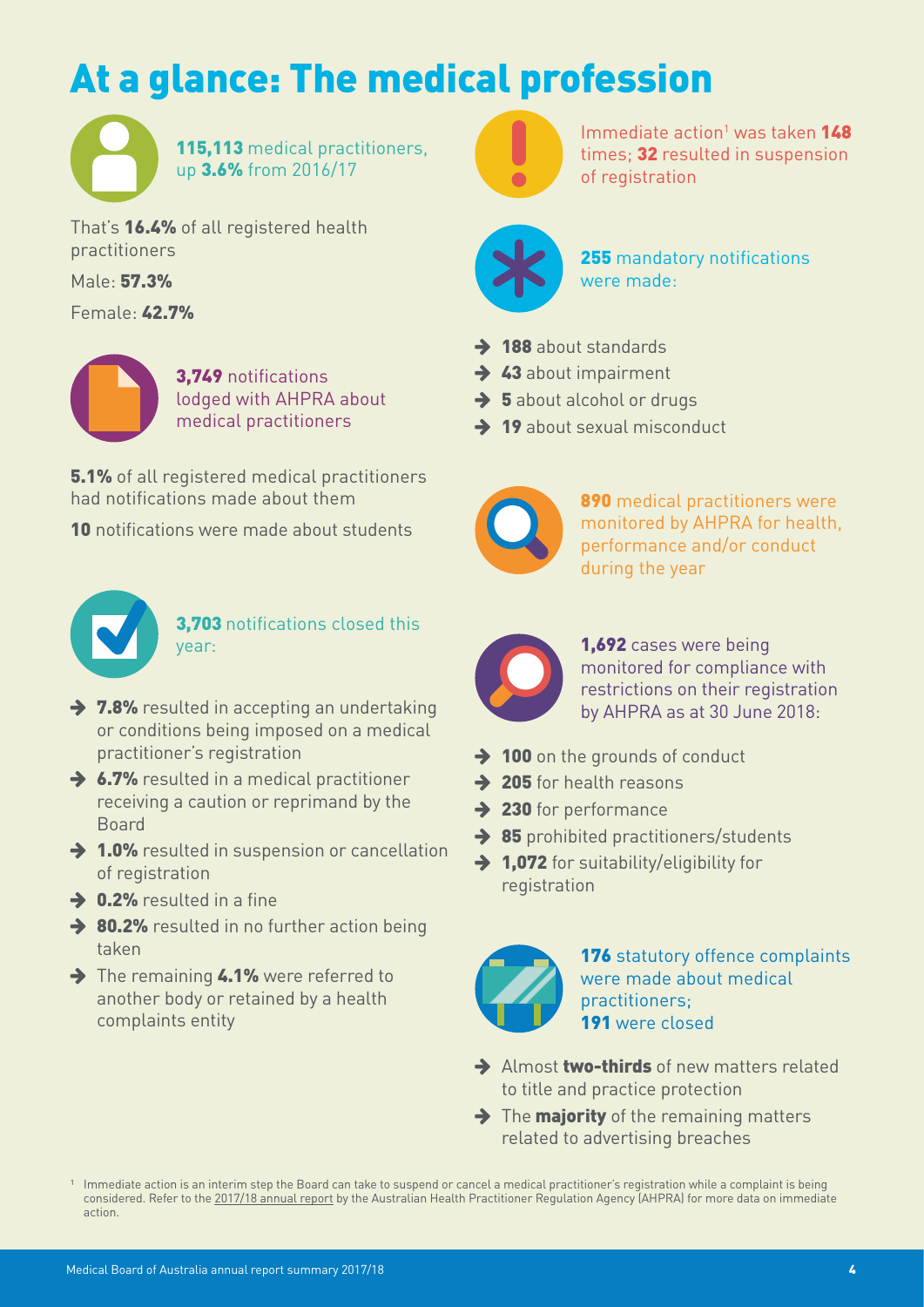# At a glance: The medical profession

**115,113** medical practitioners, up **3.6%** from 2016/17

That's **16.4%** of all registered health practitioners

Male: **57.3%**

Female: **42.7%**

**3,749** notifications lodged with AHPRA about medical practitioners

**5.1%** of all registered medical practitioners had notifications made about them

**10** notifications were made about students

**3,703** notifications closed this year:

- **7.8%** resulted in accepting an undertaking or conditions being imposed on a medical practitioner's registration
- **6.7%** resulted in a medical practitioner receiving a caution or reprimand by the Board
- **1.0%** resulted in suspension or cancellation of registration
- **0.2%** resulted in a fine
- **80.2%** resulted in no further action being taken
- The remaining **4.1%** were referred to another body or retained by a health complaints entity

Immediate action[1] was taken **148** times; **32** resulted in suspension of registration

**255** mandatory notifications were made:

- **188** about standards
- **43** about impairment
- **5** about alcohol or drugs
- **19** about sexual misconduct

**890** medical practitioners were monitored by AHPRA for health, performance and/or conduct during the year

**1,692** cases were being monitored for compliance with restrictions on their registration by AHPRA as at 30 June 2018:

- **100** on the grounds of conduct
- **205** for health reasons
- **230** for performance
- **85** prohibited practitioners/students
- **1,072** for suitability/eligibility for registration

**176** statutory offence complaints were made about medical practitioners;
**191** were closed

- Almost **two-thirds** of new matters related to title and practice protection
- The **majority** of the remaining matters related to advertising breaches

[1] Immediate action is an interim step the Board can take to suspend or cancel a medical practitioner's registration while a complaint is being considered. Refer to the 2017/18 annual report by the Australian Health Practitioner Regulation Agency (AHPRA) for more data on immediate action.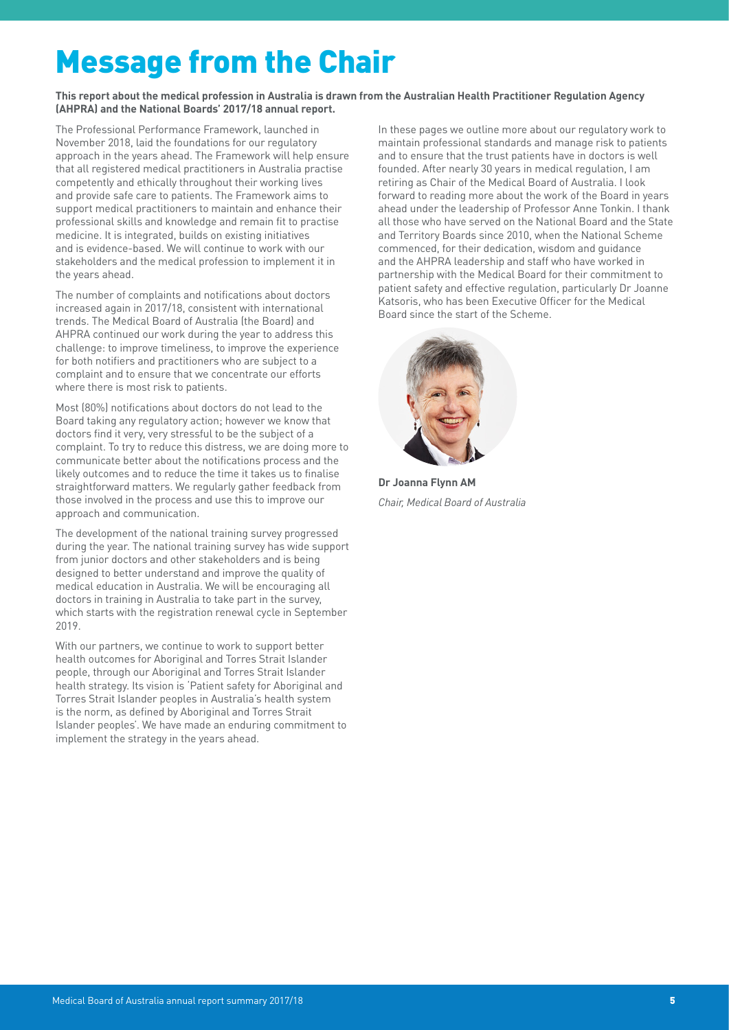# Message from the Chair

**This report about the medical profession in Australia is drawn from the Australian Health Practitioner Regulation Agency (AHPRA) and the National Boards' 2017/18 annual report.**

The Professional Performance Framework, launched in November 2018, laid the foundations for our regulatory approach in the years ahead. The Framework will help ensure that all registered medical practitioners in Australia practise competently and ethically throughout their working lives and provide safe care to patients. The Framework aims to support medical practitioners to maintain and enhance their professional skills and knowledge and remain fit to practise medicine. It is integrated, builds on existing initiatives and is evidence-based. We will continue to work with our stakeholders and the medical profession to implement it in the years ahead.

The number of complaints and notifications about doctors increased again in 2017/18, consistent with international trends. The Medical Board of Australia (the Board) and AHPRA continued our work during the year to address this challenge: to improve timeliness, to improve the experience for both notifiers and practitioners who are subject to a complaint and to ensure that we concentrate our efforts where there is most risk to patients.

Most (80%) notifications about doctors do not lead to the Board taking any regulatory action; however we know that doctors find it very, very stressful to be the subject of a complaint. To try to reduce this distress, we are doing more to communicate better about the notifications process and the likely outcomes and to reduce the time it takes us to finalise straightforward matters. We regularly gather feedback from those involved in the process and use this to improve our approach and communication.

The development of the national training survey progressed during the year. The national training survey has wide support from junior doctors and other stakeholders and is being designed to better understand and improve the quality of medical education in Australia. We will be encouraging all doctors in training in Australia to take part in the survey, which starts with the registration renewal cycle in September 2019.

With our partners, we continue to work to support better health outcomes for Aboriginal and Torres Strait Islander people, through our Aboriginal and Torres Strait Islander health strategy. Its vision is 'Patient safety for Aboriginal and Torres Strait Islander peoples in Australia's health system is the norm, as defined by Aboriginal and Torres Strait Islander peoples'. We have made an enduring commitment to implement the strategy in the years ahead.

In these pages we outline more about our regulatory work to maintain professional standards and manage risk to patients and to ensure that the trust patients have in doctors is well founded. After nearly 30 years in medical regulation, I am retiring as Chair of the Medical Board of Australia. I look forward to reading more about the work of the Board in years ahead under the leadership of Professor Anne Tonkin. I thank all those who have served on the National Board and the State and Territory Boards since 2010, when the National Scheme commenced, for their dedication, wisdom and guidance and the AHPRA leadership and staff who have worked in partnership with the Medical Board for their commitment to patient safety and effective regulation, particularly Dr Joanne Katsoris, who has been Executive Officer for the Medical Board since the start of the Scheme.

**Dr Joanna Flynn AM**
*Chair, Medical Board of Australia*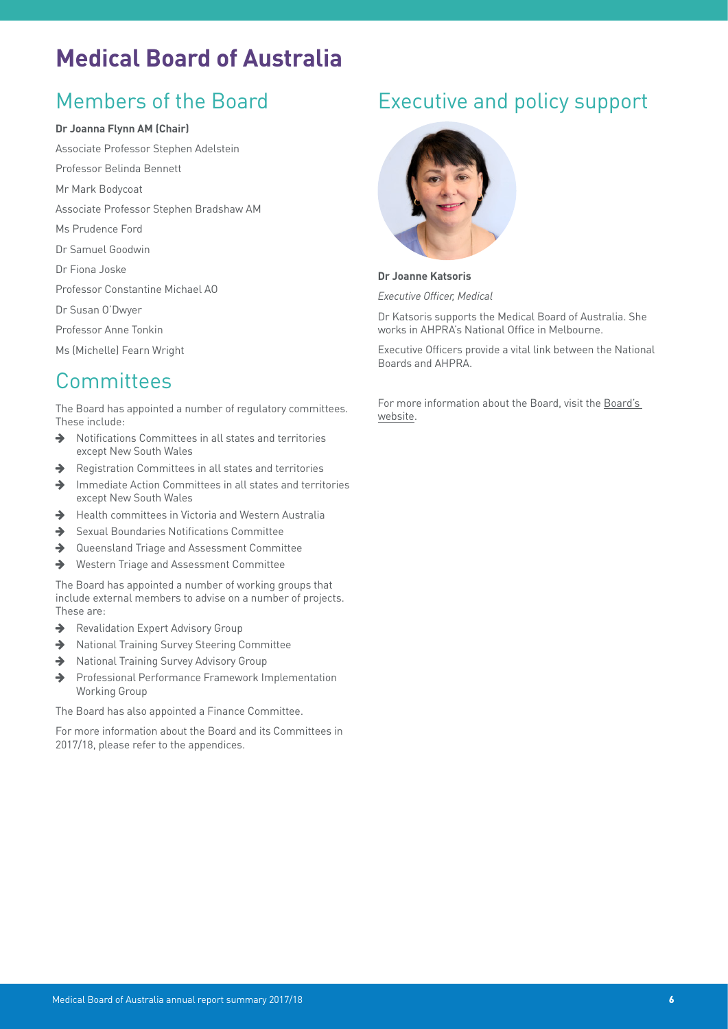# Medical Board of Australia

## Members of the Board

**Dr Joanna Flynn AM (Chair)**

Associate Professor Stephen Adelstein

Professor Belinda Bennett

Mr Mark Bodycoat

Associate Professor Stephen Bradshaw AM

Ms Prudence Ford

Dr Samuel Goodwin

Dr Fiona Joske

Professor Constantine Michael AO

Dr Susan O'Dwyer

Professor Anne Tonkin

Ms (Michelle) Fearn Wright

## Committees

The Board has appointed a number of regulatory committees. These include:

- Notifications Committees in all states and territories except New South Wales
- Registration Committees in all states and territories
- Immediate Action Committees in all states and territories except New South Wales
- Health committees in Victoria and Western Australia
- Sexual Boundaries Notifications Committee
- Queensland Triage and Assessment Committee
- Western Triage and Assessment Committee

The Board has appointed a number of working groups that include external members to advise on a number of projects. These are:

- Revalidation Expert Advisory Group
- National Training Survey Steering Committee
- National Training Survey Advisory Group
- Professional Performance Framework Implementation Working Group

The Board has also appointed a Finance Committee.

For more information about the Board and its Committees in 2017/18, please refer to the appendices.

## Executive and policy support

**Dr Joanne Katsoris**

*Executive Officer, Medical*

Dr Katsoris supports the Medical Board of Australia. She works in AHPRA's National Office in Melbourne.

Executive Officers provide a vital link between the National Boards and AHPRA.

For more information about the Board, visit the Board's website.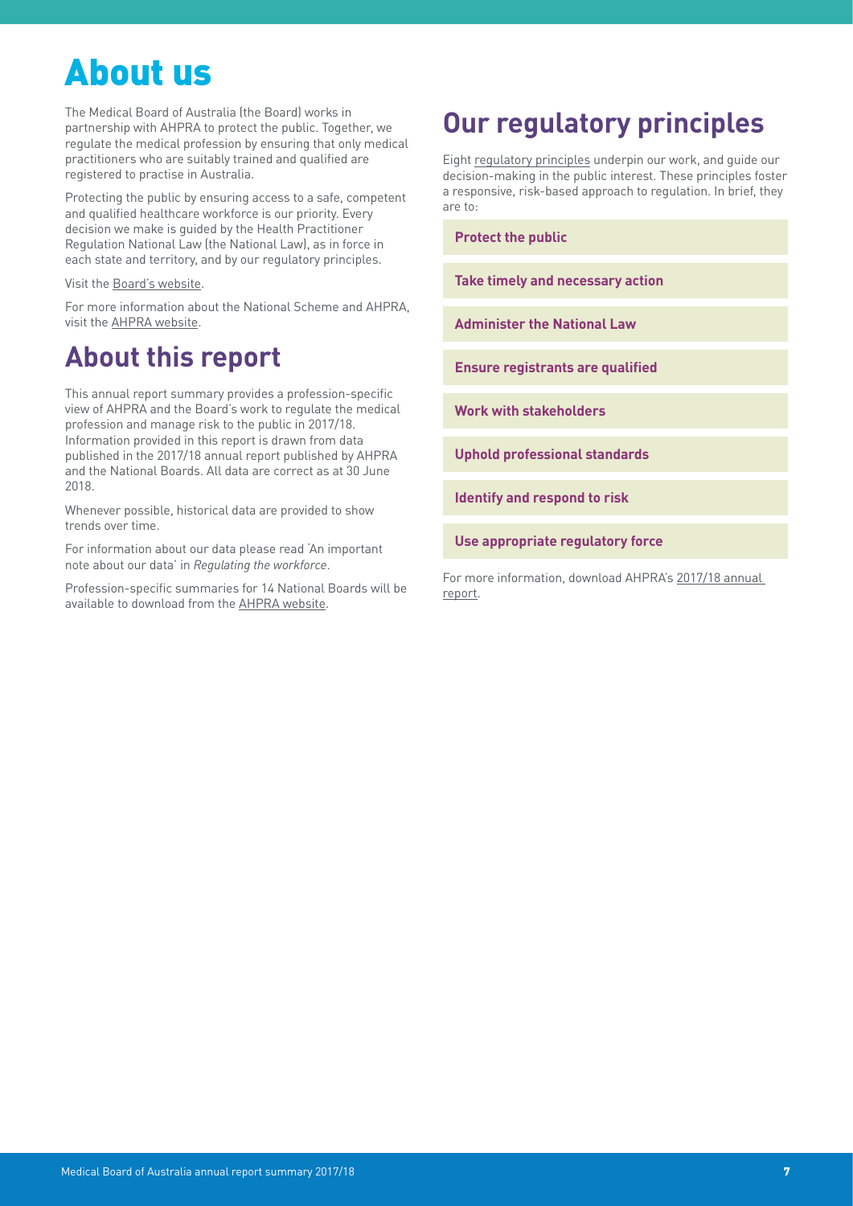# About us

The Medical Board of Australia (the Board) works in partnership with AHPRA to protect the public. Together, we regulate the medical profession by ensuring that only medical practitioners who are suitably trained and qualified are registered to practise in Australia.

Protecting the public by ensuring access to a safe, competent and qualified healthcare workforce is our priority. Every decision we make is guided by the Health Practitioner Regulation National Law (the National Law), as in force in each state and territory, and by our regulatory principles.

Visit the Board's website.

For more information about the National Scheme and AHPRA, visit the AHPRA website.

## About this report

This annual report summary provides a profession-specific view of AHPRA and the Board's work to regulate the medical profession and manage risk to the public in 2017/18. Information provided in this report is drawn from data published in the 2017/18 annual report published by AHPRA and the National Boards. All data are correct as at 30 June 2018.

Whenever possible, historical data are provided to show trends over time.

For information about our data please read 'An important note about our data' in *Regulating the workforce*.

Profession-specific summaries for 14 National Boards will be available to download from the AHPRA website.

## Our regulatory principles

Eight regulatory principles underpin our work, and guide our decision-making in the public interest. These principles foster a responsive, risk-based approach to regulation. In brief, they are to:

- **Protect the public**
- **Take timely and necessary action**
- **Administer the National Law**
- **Ensure registrants are qualified**
- **Work with stakeholders**
- **Uphold professional standards**
- **Identify and respond to risk**
- **Use appropriate regulatory force**

For more information, download AHPRA's 2017/18 annual report.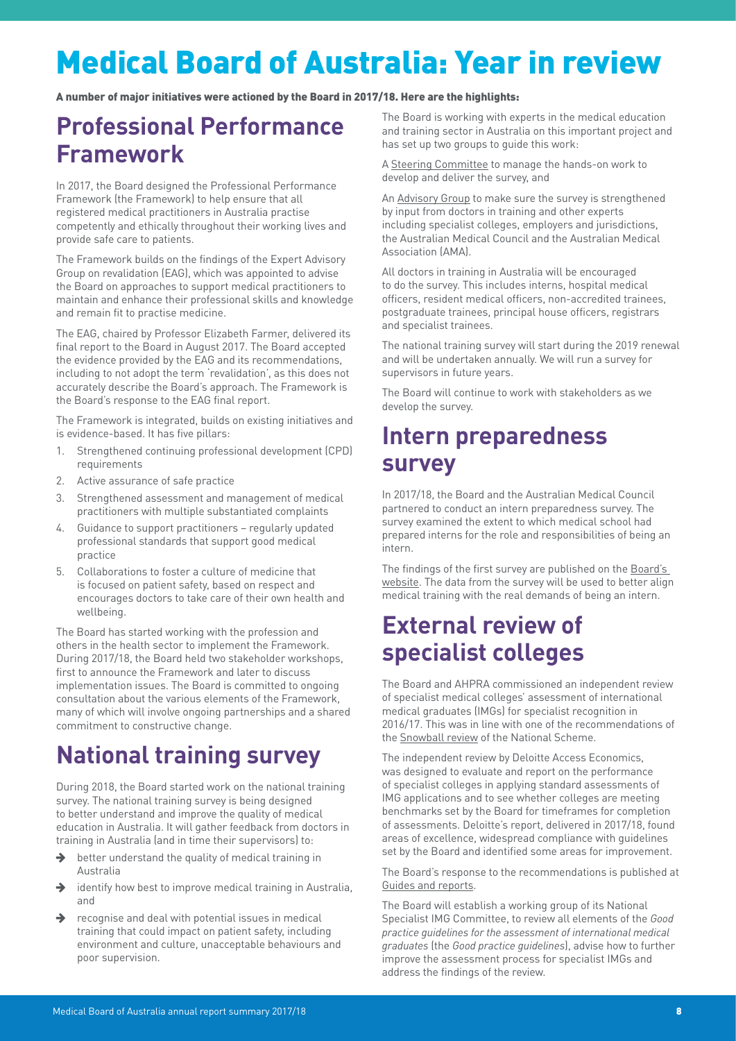# Medical Board of Australia: Year in review

**A number of major initiatives were actioned by the Board in 2017/18. Here are the highlights:**

## Professional Performance Framework

In 2017, the Board designed the Professional Performance Framework (the Framework) to help ensure that all registered medical practitioners in Australia practise competently and ethically throughout their working lives and provide safe care to patients.

The Framework builds on the findings of the Expert Advisory Group on revalidation (EAG), which was appointed to advise the Board on approaches to support medical practitioners to maintain and enhance their professional skills and knowledge and remain fit to practise medicine.

The EAG, chaired by Professor Elizabeth Farmer, delivered its final report to the Board in August 2017. The Board accepted the evidence provided by the EAG and its recommendations, including to not adopt the term 'revalidation', as this does not accurately describe the Board's approach. The Framework is the Board's response to the EAG final report.

The Framework is integrated, builds on existing initiatives and is evidence-based. It has five pillars:

1. Strengthened continuing professional development (CPD) requirements
2. Active assurance of safe practice
3. Strengthened assessment and management of medical practitioners with multiple substantiated complaints
4. Guidance to support practitioners – regularly updated professional standards that support good medical practice
5. Collaborations to foster a culture of medicine that is focused on patient safety, based on respect and encourages doctors to take care of their own health and wellbeing.

The Board has started working with the profession and others in the health sector to implement the Framework. During 2017/18, the Board held two stakeholder workshops, first to announce the Framework and later to discuss implementation issues. The Board is committed to ongoing consultation about the various elements of the Framework, many of which will involve ongoing partnerships and a shared commitment to constructive change.

## National training survey

During 2018, the Board started work on the national training survey. The national training survey is being designed to better understand and improve the quality of medical education in Australia. It will gather feedback from doctors in training in Australia (and in time their supervisors) to:

- better understand the quality of medical training in Australia
- identify how best to improve medical training in Australia, and
- recognise and deal with potential issues in medical training that could impact on patient safety, including environment and culture, unacceptable behaviours and poor supervision.

The Board is working with experts in the medical education and training sector in Australia on this important project and has set up two groups to guide this work:

A Steering Committee to manage the hands-on work to develop and deliver the survey, and

An Advisory Group to make sure the survey is strengthened by input from doctors in training and other experts including specialist colleges, employers and jurisdictions, the Australian Medical Council and the Australian Medical Association (AMA).

All doctors in training in Australia will be encouraged to do the survey. This includes interns, hospital medical officers, resident medical officers, non-accredited trainees, postgraduate trainees, principal house officers, registrars and specialist trainees.

The national training survey will start during the 2019 renewal and will be undertaken annually. We will run a survey for supervisors in future years.

The Board will continue to work with stakeholders as we develop the survey.

## Intern preparedness survey

In 2017/18, the Board and the Australian Medical Council partnered to conduct an intern preparedness survey. The survey examined the extent to which medical school had prepared interns for the role and responsibilities of being an intern.

The findings of the first survey are published on the Board's website. The data from the survey will be used to better align medical training with the real demands of being an intern.

## External review of specialist colleges

The Board and AHPRA commissioned an independent review of specialist medical colleges' assessment of international medical graduates (IMGs) for specialist recognition in 2016/17. This was in line with one of the recommendations of the Snowball review of the National Scheme.

The independent review by Deloitte Access Economics, was designed to evaluate and report on the performance of specialist colleges in applying standard assessments of IMG applications and to see whether colleges are meeting benchmarks set by the Board for timeframes for completion of assessments. Deloitte's report, delivered in 2017/18, found areas of excellence, widespread compliance with guidelines set by the Board and identified some areas for improvement.

The Board's response to the recommendations is published at Guides and reports.

The Board will establish a working group of its National Specialist IMG Committee, to review all elements of the *Good practice guidelines for the assessment of international medical graduates* (the *Good practice guidelines*), advise how to further improve the assessment process for specialist IMGs and address the findings of the review.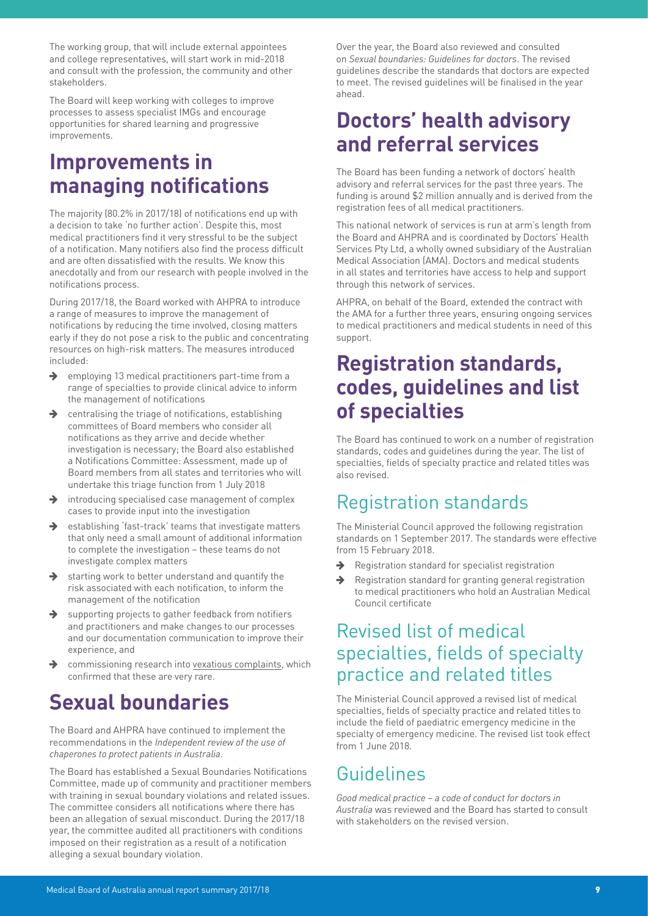The working group, that will include external appointees and college representatives, will start work in mid-2018 and consult with the profession, the community and other stakeholders.

The Board will keep working with colleges to improve processes to assess specialist IMGs and encourage opportunities for shared learning and progressive improvements.

## Improvements in managing notifications

The majority (80.2% in 2017/18) of notifications end up with a decision to take 'no further action'. Despite this, most medical practitioners find it very stressful to be the subject of a notification. Many notifiers also find the process difficult and are often dissatisfied with the results. We know this anecdotally and from our research with people involved in the notifications process.

During 2017/18, the Board worked with AHPRA to introduce a range of measures to improve the management of notifications by reducing the time involved, closing matters early if they do not pose a risk to the public and concentrating resources on high-risk matters. The measures introduced included:

- employing 13 medical practitioners part-time from a range of specialties to provide clinical advice to inform the management of notifications
- centralising the triage of notifications, establishing committees of Board members who consider all notifications as they arrive and decide whether investigation is necessary; the Board also established a Notifications Committee: Assessment, made up of Board members from all states and territories who will undertake this triage function from 1 July 2018
- introducing specialised case management of complex cases to provide input into the investigation
- establishing 'fast-track' teams that investigate matters that only need a small amount of additional information to complete the investigation – these teams do not investigate complex matters
- starting work to better understand and quantify the risk associated with each notification, to inform the management of the notification
- supporting projects to gather feedback from notifiers and practitioners and make changes to our processes and our documentation communication to improve their experience, and
- commissioning research into vexatious complaints, which confirmed that these are very rare.

## Sexual boundaries

The Board and AHPRA have continued to implement the recommendations in the *Independent review of the use of chaperones to protect patients in Australia*.

The Board has established a Sexual Boundaries Notifications Committee, made up of community and practitioner members with training in sexual boundary violations and related issues. The committee considers all notifications where there has been an allegation of sexual misconduct. During the 2017/18 year, the committee audited all practitioners with conditions imposed on their registration as a result of a notification alleging a sexual boundary violation.

Over the year, the Board also reviewed and consulted on *Sexual boundaries: Guidelines for doctors*. The revised guidelines describe the standards that doctors are expected to meet. The revised guidelines will be finalised in the year ahead.

## Doctors' health advisory and referral services

The Board has been funding a network of doctors' health advisory and referral services for the past three years. The funding is around $2 million annually and is derived from the registration fees of all medical practitioners.

This national network of services is run at arm's length from the Board and AHPRA and is coordinated by Doctors' Health Services Pty Ltd, a wholly owned subsidiary of the Australian Medical Association (AMA). Doctors and medical students in all states and territories have access to help and support through this network of services.

AHPRA, on behalf of the Board, extended the contract with the AMA for a further three years, ensuring ongoing services to medical practitioners and medical students in need of this support.

## Registration standards, codes, guidelines and list of specialties

The Board has continued to work on a number of registration standards, codes and guidelines during the year. The list of specialties, fields of specialty practice and related titles was also revised.

### Registration standards

The Ministerial Council approved the following registration standards on 1 September 2017. The standards were effective from 15 February 2018.

- Registration standard for specialist registration
- Registration standard for granting general registration to medical practitioners who hold an Australian Medical Council certificate

### Revised list of medical specialties, fields of specialty practice and related titles

The Ministerial Council approved a revised list of medical specialties, fields of specialty practice and related titles to include the field of paediatric emergency medicine in the specialty of emergency medicine. The revised list took effect from 1 June 2018.

### Guidelines

*Good medical practice – a code of conduct for doctors in Australia* was reviewed and the Board has started to consult with stakeholders on the revised version.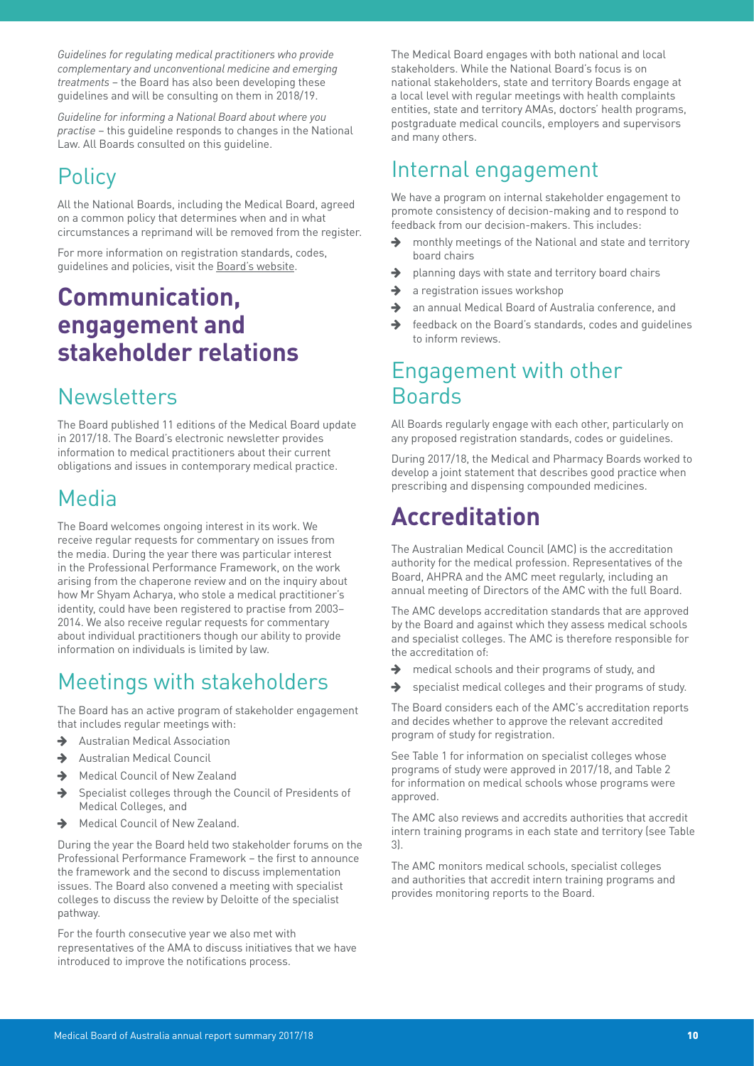*Guidelines for regulating medical practitioners who provide complementary and unconventional medicine and emerging treatments* – the Board has also been developing these guidelines and will be consulting on them in 2018/19.

*Guideline for informing a National Board about where you practise* – this guideline responds to changes in the National Law. All Boards consulted on this guideline.

## Policy

All the National Boards, including the Medical Board, agreed on a common policy that determines when and in what circumstances a reprimand will be removed from the register.

For more information on registration standards, codes, guidelines and policies, visit the Board's website.

# Communication, engagement and stakeholder relations

## Newsletters

The Board published 11 editions of the Medical Board update in 2017/18. The Board's electronic newsletter provides information to medical practitioners about their current obligations and issues in contemporary medical practice.

## Media

The Board welcomes ongoing interest in its work. We receive regular requests for commentary on issues from the media. During the year there was particular interest in the Professional Performance Framework, on the work arising from the chaperone review and on the inquiry about how Mr Shyam Acharya, who stole a medical practitioner's identity, could have been registered to practise from 2003–2014. We also receive regular requests for commentary about individual practitioners though our ability to provide information on individuals is limited by law.

## Meetings with stakeholders

The Board has an active program of stakeholder engagement that includes regular meetings with:

- Australian Medical Association
- Australian Medical Council
- Medical Council of New Zealand
- Specialist colleges through the Council of Presidents of Medical Colleges, and
- Medical Council of New Zealand.

During the year the Board held two stakeholder forums on the Professional Performance Framework – the first to announce the framework and the second to discuss implementation issues. The Board also convened a meeting with specialist colleges to discuss the review by Deloitte of the specialist pathway.

For the fourth consecutive year we also met with representatives of the AMA to discuss initiatives that we have introduced to improve the notifications process.

The Medical Board engages with both national and local stakeholders. While the National Board's focus is on national stakeholders, state and territory Boards engage at a local level with regular meetings with health complaints entities, state and territory AMAs, doctors' health programs, postgraduate medical councils, employers and supervisors and many others.

## Internal engagement

We have a program on internal stakeholder engagement to promote consistency of decision-making and to respond to feedback from our decision-makers. This includes:

- monthly meetings of the National and state and territory board chairs
- planning days with state and territory board chairs
- a registration issues workshop
- an annual Medical Board of Australia conference, and
- feedback on the Board's standards, codes and guidelines to inform reviews.

## Engagement with other Boards

All Boards regularly engage with each other, particularly on any proposed registration standards, codes or guidelines.

During 2017/18, the Medical and Pharmacy Boards worked to develop a joint statement that describes good practice when prescribing and dispensing compounded medicines.

# Accreditation

The Australian Medical Council (AMC) is the accreditation authority for the medical profession. Representatives of the Board, AHPRA and the AMC meet regularly, including an annual meeting of Directors of the AMC with the full Board.

The AMC develops accreditation standards that are approved by the Board and against which they assess medical schools and specialist colleges. The AMC is therefore responsible for the accreditation of:

- medical schools and their programs of study, and
- specialist medical colleges and their programs of study.

The Board considers each of the AMC's accreditation reports and decides whether to approve the relevant accredited program of study for registration.

See Table 1 for information on specialist colleges whose programs of study were approved in 2017/18, and Table 2 for information on medical schools whose programs were approved.

The AMC also reviews and accredits authorities that accredit intern training programs in each state and territory (see Table 3).

The AMC monitors medical schools, specialist colleges and authorities that accredit intern training programs and provides monitoring reports to the Board.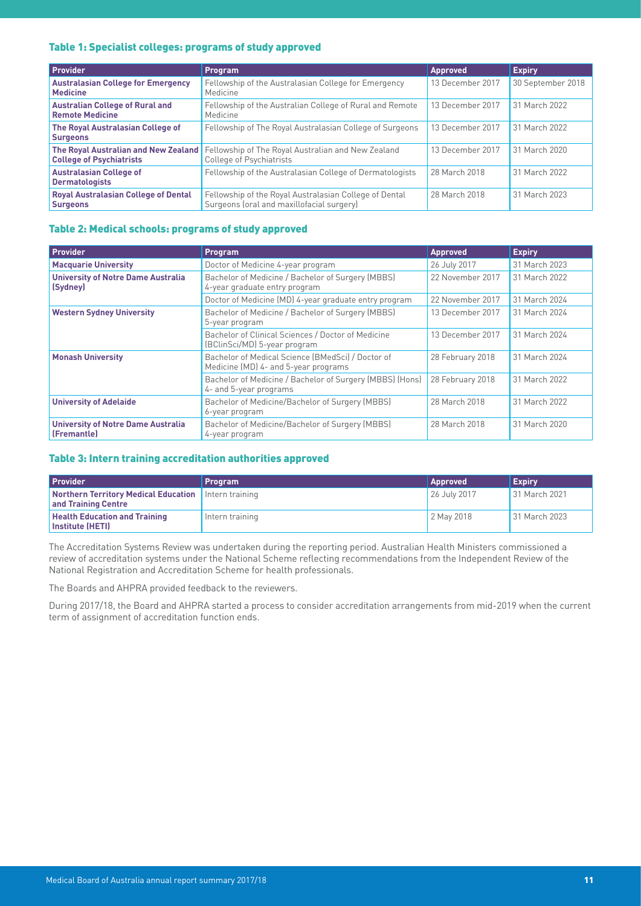### Table 1: Specialist colleges: programs of study approved

| Provider | Program | Approved | Expiry |
|---|---|---|---|
| **Australasian College for Emergency Medicine** | Fellowship of the Australasian College for Emergency Medicine | 13 December 2017 | 30 September 2018 |
| **Australian College of Rural and Remote Medicine** | Fellowship of the Australian College of Rural and Remote Medicine | 13 December 2017 | 31 March 2022 |
| **The Royal Australasian College of Surgeons** | Fellowship of The Royal Australasian College of Surgeons | 13 December 2017 | 31 March 2022 |
| **The Royal Australian and New Zealand College of Psychiatrists** | Fellowship of The Royal Australian and New Zealand College of Psychiatrists | 13 December 2017 | 31 March 2020 |
| **Australasian College of Dermatologists** | Fellowship of the Australasian College of Dermatologists | 28 March 2018 | 31 March 2022 |
| **Royal Australasian College of Dental Surgeons** | Fellowship of the Royal Australasian College of Dental Surgeons (oral and maxillofacial surgery) | 28 March 2018 | 31 March 2023 |

### Table 2: Medical schools: programs of study approved

| Provider | Program | Approved | Expiry |
|---|---|---|---|
| **Macquarie University** | Doctor of Medicine 4-year program | 26 July 2017 | 31 March 2023 |
| **University of Notre Dame Australia (Sydney)** | Bachelor of Medicine / Bachelor of Surgery (MBBS) 4-year graduate entry program | 22 November 2017 | 31 March 2022 |
| | Doctor of Medicine (MD) 4-year graduate entry program | 22 November 2017 | 31 March 2024 |
| **Western Sydney University** | Bachelor of Medicine / Bachelor of Surgery (MBBS) 5-year program | 13 December 2017 | 31 March 2024 |
| | Bachelor of Clinical Sciences / Doctor of Medicine (BClinSci/MD) 5-year program | 13 December 2017 | 31 March 2024 |
| **Monash University** | Bachelor of Medical Science (BMedSci) / Doctor of Medicine (MD) 4- and 5-year programs | 28 February 2018 | 31 March 2024 |
| | Bachelor of Medicine / Bachelor of Surgery (MBBS) (Hons) 4- and 5-year programs | 28 February 2018 | 31 March 2022 |
| **University of Adelaide** | Bachelor of Medicine/Bachelor of Surgery (MBBS) 6-year program | 28 March 2018 | 31 March 2022 |
| **University of Notre Dame Australia (Fremantle)** | Bachelor of Medicine/Bachelor of Surgery (MBBS) 4-year program | 28 March 2018 | 31 March 2020 |

### Table 3: Intern training accreditation authorities approved

| Provider | Program | Approved | Expiry |
|---|---|---|---|
| **Northern Territory Medical Education and Training Centre** | Intern training | 26 July 2017 | 31 March 2021 |
| **Health Education and Training Institute (HETI)** | Intern training | 2 May 2018 | 31 March 2023 |

The Accreditation Systems Review was undertaken during the reporting period. Australian Health Ministers commissioned a review of accreditation systems under the National Scheme reflecting recommendations from the Independent Review of the National Registration and Accreditation Scheme for health professionals.

The Boards and AHPRA provided feedback to the reviewers.

During 2017/18, the Board and AHPRA started a process to consider accreditation arrangements from mid-2019 when the current term of assignment of accreditation function ends.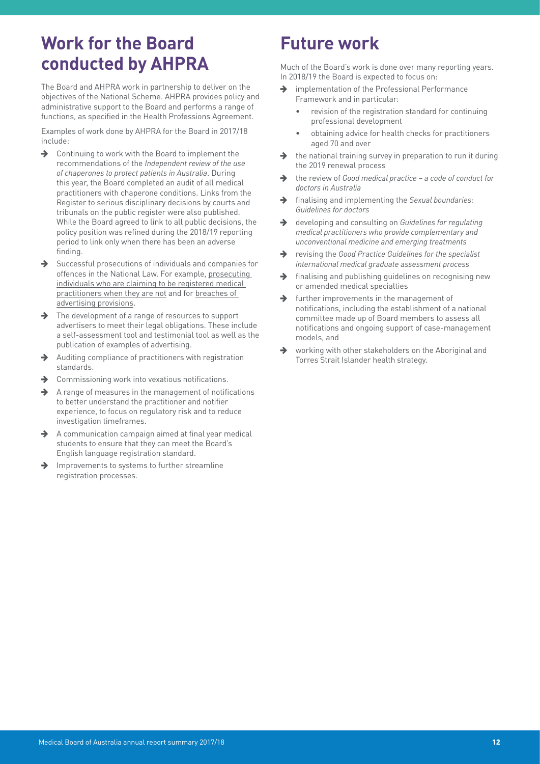## Work for the Board conducted by AHPRA

The Board and AHPRA work in partnership to deliver on the objectives of the National Scheme. AHPRA provides policy and administrative support to the Board and performs a range of functions, as specified in the Health Professions Agreement.

Examples of work done by AHPRA for the Board in 2017/18 include:

- Continuing to work with the Board to implement the recommendations of the *Independent review of the use of chaperones to protect patients in Australia*. During this year, the Board completed an audit of all medical practitioners with chaperone conditions. Links from the Register to serious disciplinary decisions by courts and tribunals on the public register were also published. While the Board agreed to link to all public decisions, the policy position was refined during the 2018/19 reporting period to link only when there has been an adverse finding.
- Successful prosecutions of individuals and companies for offences in the National Law. For example, prosecuting individuals who are claiming to be registered medical practitioners when they are not and for breaches of advertising provisions.
- The development of a range of resources to support advertisers to meet their legal obligations. These include a self-assessment tool and testimonial tool as well as the publication of examples of advertising.
- Auditing compliance of practitioners with registration standards.
- Commissioning work into vexatious notifications.
- A range of measures in the management of notifications to better understand the practitioner and notifier experience, to focus on regulatory risk and to reduce investigation timeframes.
- A communication campaign aimed at final year medical students to ensure that they can meet the Board's English language registration standard.
- Improvements to systems to further streamline registration processes.

## Future work

Much of the Board's work is done over many reporting years. In 2018/19 the Board is expected to focus on:

- implementation of the Professional Performance Framework and in particular:
  - revision of the registration standard for continuing professional development
  - obtaining advice for health checks for practitioners aged 70 and over
- the national training survey in preparation to run it during the 2019 renewal process
- the review of *Good medical practice – a code of conduct for doctors in Australia*
- finalising and implementing the *Sexual boundaries: Guidelines for doctors*
- developing and consulting on *Guidelines for regulating medical practitioners who provide complementary and unconventional medicine and emerging treatments*
- revising the *Good Practice Guidelines for the specialist international medical graduate assessment process*
- finalising and publishing guidelines on recognising new or amended medical specialties
- further improvements in the management of notifications, including the establishment of a national committee made up of Board members to assess all notifications and ongoing support of case-management models, and
- working with other stakeholders on the Aboriginal and Torres Strait Islander health strategy.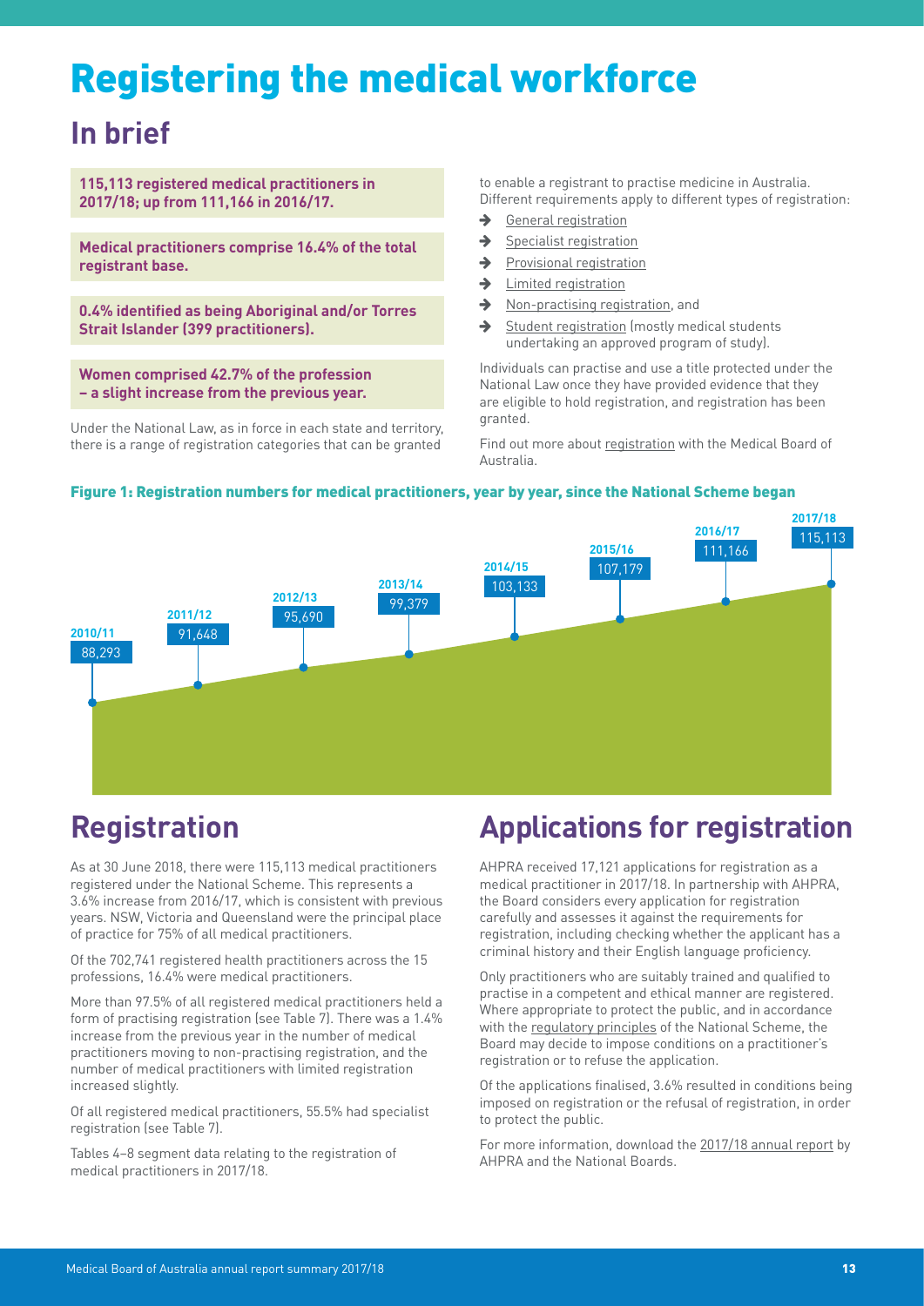# Registering the medical workforce

## In brief

**115,113 registered medical practitioners in 2017/18; up from 111,166 in 2016/17.**

**Medical practitioners comprise 16.4% of the total registrant base.**

**0.4% identified as being Aboriginal and/or Torres Strait Islander (399 practitioners).**

**Women comprised 42.7% of the profession – a slight increase from the previous year.**

Under the National Law, as in force in each state and territory, there is a range of registration categories that can be granted to enable a registrant to practise medicine in Australia. Different requirements apply to different types of registration:

- General registration
- Specialist registration
- Provisional registration
- Limited registration
- Non-practising registration, and
- Student registration (mostly medical students undertaking an approved program of study).

Individuals can practise and use a title protected under the National Law once they have provided evidence that they are eligible to hold registration, and registration has been granted.

Find out more about registration with the Medical Board of Australia.

**Figure 1: Registration numbers for medical practitioners, year by year, since the National Scheme began**

| Year | Registrations |
|---|---|
| 2010/11 | 88,293 |
| 2011/12 | 91,648 |
| 2012/13 | 95,690 |
| 2013/14 | 99,379 |
| 2014/15 | 103,133 |
| 2015/16 | 107,179 |
| 2016/17 | 111,166 |
| 2017/18 | 115,113 |

## Registration

As at 30 June 2018, there were 115,113 medical practitioners registered under the National Scheme. This represents a 3.6% increase from 2016/17, which is consistent with previous years. NSW, Victoria and Queensland were the principal place of practice for 75% of all medical practitioners.

Of the 702,741 registered health practitioners across the 15 professions, 16.4% were medical practitioners.

More than 97.5% of all registered medical practitioners held a form of practising registration (see Table 7). There was a 1.4% increase from the previous year in the number of medical practitioners moving to non-practising registration, and the number of medical practitioners with limited registration increased slightly.

Of all registered medical practitioners, 55.5% had specialist registration (see Table 7).

Tables 4–8 segment data relating to the registration of medical practitioners in 2017/18.

## Applications for registration

AHPRA received 17,121 applications for registration as a medical practitioner in 2017/18. In partnership with AHPRA, the Board considers every application for registration carefully and assesses it against the requirements for registration, including checking whether the applicant has a criminal history and their English language proficiency.

Only practitioners who are suitably trained and qualified to practise in a competent and ethical manner are registered. Where appropriate to protect the public, and in accordance with the regulatory principles of the National Scheme, the Board may decide to impose conditions on a practitioner's registration or to refuse the application.

Of the applications finalised, 3.6% resulted in conditions being imposed on registration or the refusal of registration, in order to protect the public.

For more information, download the 2017/18 annual report by AHPRA and the National Boards.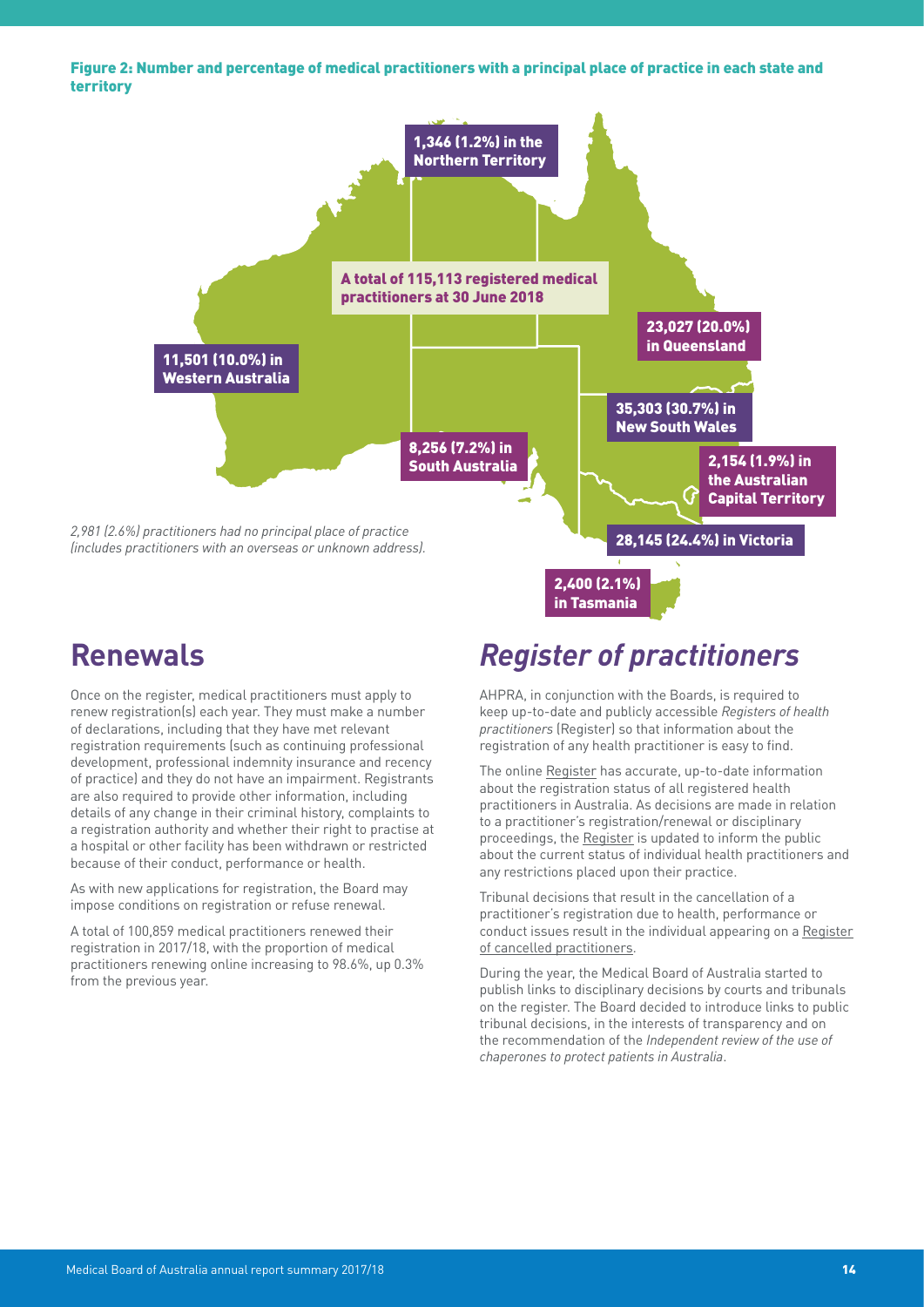**Figure 2: Number and percentage of medical practitioners with a principal place of practice in each state and territory**

A total of 115,113 registered medical practitioners at 30 June 2018

- 1,346 (1.2%) in the Northern Territory
- 23,027 (20.0%) in Queensland
- 11,501 (10.0%) in Western Australia
- 35,303 (30.7%) in New South Wales
- 8,256 (7.2%) in South Australia
- 2,154 (1.9%) in the Australian Capital Territory
- 28,145 (24.4%) in Victoria
- 2,400 (2.1%) in Tasmania

*2,981 (2.6%) practitioners had no principal place of practice (includes practitioners with an overseas or unknown address).*

## Renewals

Once on the register, medical practitioners must apply to renew registration(s) each year. They must make a number of declarations, including that they have met relevant registration requirements (such as continuing professional development, professional indemnity insurance and recency of practice) and they do not have an impairment. Registrants are also required to provide other information, including details of any change in their criminal history, complaints to a registration authority and whether their right to practise at a hospital or other facility has been withdrawn or restricted because of their conduct, performance or health.

As with new applications for registration, the Board may impose conditions on registration or refuse renewal.

A total of 100,859 medical practitioners renewed their registration in 2017/18, with the proportion of medical practitioners renewing online increasing to 98.6%, up 0.3% from the previous year.

## *Register of practitioners*

AHPRA, in conjunction with the Boards, is required to keep up-to-date and publicly accessible *Registers of health practitioners* (Register) so that information about the registration of any health practitioner is easy to find.

The online Register has accurate, up-to-date information about the registration status of all registered health practitioners in Australia. As decisions are made in relation to a practitioner's registration/renewal or disciplinary proceedings, the Register is updated to inform the public about the current status of individual health practitioners and any restrictions placed upon their practice.

Tribunal decisions that result in the cancellation of a practitioner's registration due to health, performance or conduct issues result in the individual appearing on a Register of cancelled practitioners.

During the year, the Medical Board of Australia started to publish links to disciplinary decisions by courts and tribunals on the register. The Board decided to introduce links to public tribunal decisions, in the interests of transparency and on the recommendation of the *Independent review of the use of chaperones to protect patients in Australia*.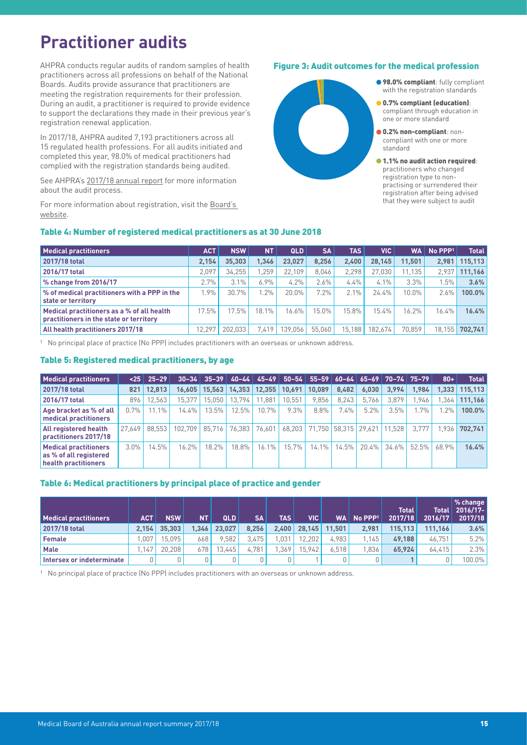# Practitioner audits

AHPRA conducts regular audits of random samples of health practitioners across all professions on behalf of the National Boards. Audits provide assurance that practitioners are meeting the registration requirements for their profession. During an audit, a practitioner is required to provide evidence to support the declarations they made in their previous year's registration renewal application.

In 2017/18, AHPRA audited 7,193 practitioners across all 15 regulated health professions. For all audits initiated and completed this year, 98.0% of medical practitioners had complied with the registration standards being audited.

See AHPRA's 2017/18 annual report for more information about the audit process.

For more information about registration, visit the Board's website.

### Figure 3: Audit outcomes for the medical profession

- **98.0% compliant**: fully compliant with the registration standards
- **0.7% compliant (education)**: compliant through education in one or more standard
- **0.2% non-compliant**: non-compliant with one or more standard
- **1.1% no audit action required**: practitioners who changed registration type to non-practising or surrendered their registration after being advised that they were subject to audit

### Table 4: Number of registered medical practitioners as at 30 June 2018

| Medical practitioners | ACT | NSW | NT | QLD | SA | TAS | VIC | WA | No PPP[1] | Total |
|---|---|---|---|---|---|---|---|---|---|---|
| **2017/18 total** | **2,154** | **35,303** | **1,346** | **23,027** | **8,256** | **2,400** | **28,145** | **11,501** | **2,981** | **115,113** |
| **2016/17 total** | 2,097 | 34,255 | 1,259 | 22,109 | 8,046 | 2,298 | 27,030 | 11,135 | 2,937 | **111,166** |
| **% change from 2016/17** | 2.7% | 3.1% | 6.9% | 4.2% | 2.6% | 4.4% | 4.1% | 3.3% | 1.5% | **3.6%** |
| **% of medical practitioners with a PPP in the state or territory** | 1.9% | 30.7% | 1.2% | 20.0% | 7.2% | 2.1% | 24.4% | 10.0% | 2.6% | **100.0%** |
| **Medical practitioners as a % of all health practitioners in the state or territory** | 17.5% | 17.5% | 18.1% | 16.6% | 15.0% | 15.8% | 15.4% | 16.2% | 16.4% | **16.4%** |
| **All health practitioners 2017/18** | 12,297 | 202,033 | 7,419 | 139,056 | 55,060 | 15,188 | 182,674 | 70,859 | 18,155 | **702,741** |

[1] No principal place of practice (No PPP) includes practitioners with an overseas or unknown address.

### Table 5: Registered medical practitioners, by age

| Medical practitioners | <25 | 25–29 | 30–34 | 35–39 | 40–44 | 45–49 | 50–54 | 55–59 | 60–64 | 65–69 | 70–74 | 75–79 | 80+ | Total |
|---|---|---|---|---|---|---|---|---|---|---|---|---|---|---|
| **2017/18 total** | **821** | **12,813** | **16,605** | **15,563** | **14,353** | **12,355** | **10,691** | **10,089** | **8,482** | **6,030** | **3,994** | **1,984** | **1,333** | **115,113** |
| **2016/17 total** | 896 | 12,563 | 15,377 | 15,050 | 13,794 | 11,881 | 10,551 | 9,856 | 8,243 | 5,766 | 3,879 | 1,946 | 1,364 | **111,166** |
| **Age bracket as % of all medical practitioners** | 0.7% | 11.1% | 14.4% | 13.5% | 12.5% | 10.7% | 9.3% | 8.8% | 7.4% | 5.2% | 3.5% | 1.7% | 1.2% | **100.0%** |
| **All registered health practitioners 2017/18** | 27,649 | 88,553 | 102,709 | 85,716 | 76,383 | 76,601 | 68,203 | 71,750 | 58,315 | 29,621 | 11,528 | 3,777 | 1,936 | **702,741** |
| **Medical practitioners as % of all registered health practitioners** | 3.0% | 14.5% | 16.2% | 18.2% | 18.8% | 16.1% | 15.7% | 14.1% | 14.5% | 20.4% | 34.6% | 52.5% | 68.9% | **16.4%** |

### Table 6: Medical practitioners by principal place of practice and gender

| Medical practitioners | ACT | NSW | NT | QLD | SA | TAS | VIC | WA | No PPP[1] | Total 2017/18 | Total 2016/17 | % change 2016/17-2017/18 |
|---|---|---|---|---|---|---|---|---|---|---|---|---|
| **2017/18 total** | **2,154** | **35,303** | **1,346** | **23,027** | **8,256** | **2,400** | **28,145** | **11,501** | **2,981** | **115,113** | **111,166** | **3.6%** |
| **Female** | 1,007 | 15,095 | 668 | 9,582 | 3,475 | 1,031 | 12,202 | 4,983 | 1,145 | **49,188** | 46,751 | 5.2% |
| **Male** | 1,147 | 20,208 | 678 | 13,445 | 4,781 | 1,369 | 15,942 | 6,518 | 1,836 | **65,924** | 64,415 | 2.3% |
| **Intersex or indeterminate** | 0 | 0 | 0 | 0 | 0 | 0 | 1 | 0 | 0 | **1** | 0 | 100.0% |

[1] No principal place of practice (No PPP) includes practitioners with an overseas or unknown address.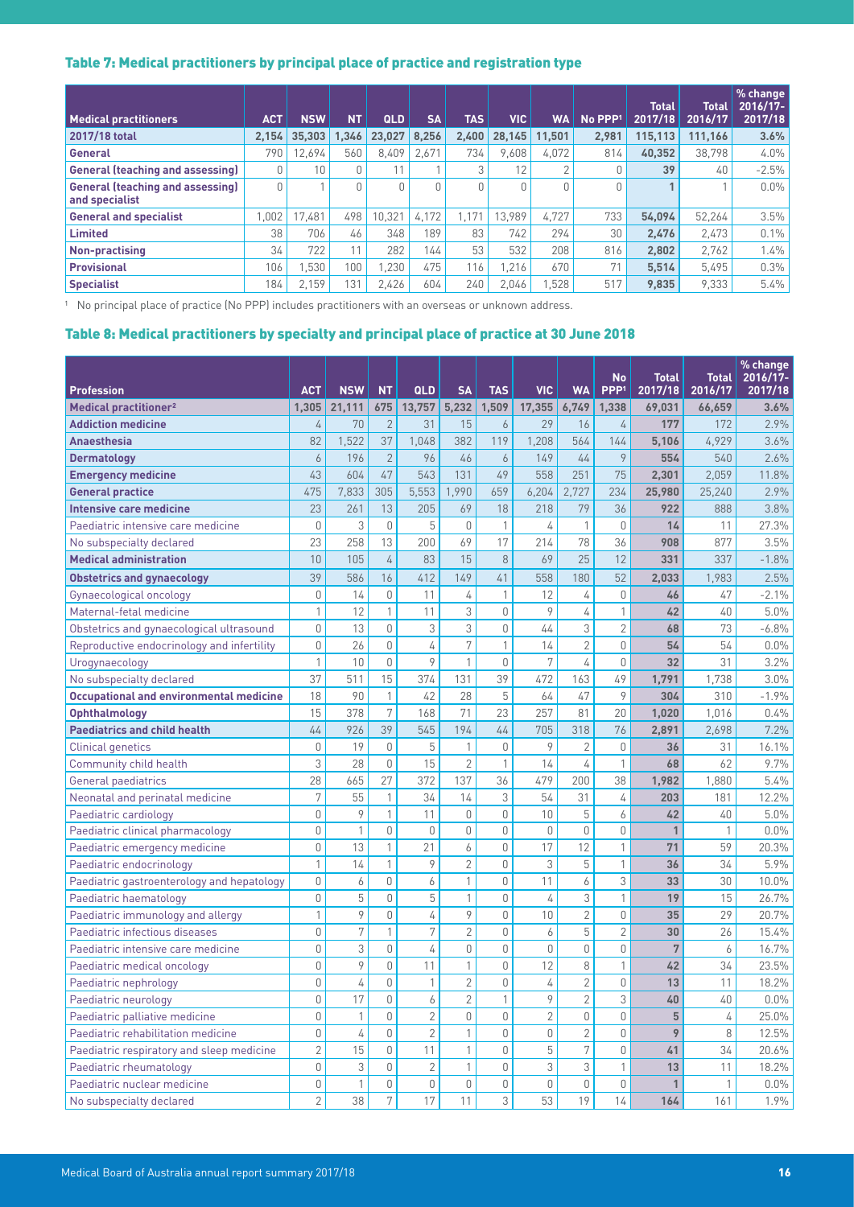### Table 7: Medical practitioners by principal place of practice and registration type

| Medical practitioners | ACT | NSW | NT | QLD | SA | TAS | VIC | WA | No PPP[1] | Total 2017/18 | Total 2016/17 | % change 2016/17-2017/18 |
|---|---|---|---|---|---|---|---|---|---|---|---|---|
| **2017/18 total** | **2,154** | **35,303** | **1,346** | **23,027** | **8,256** | **2,400** | **28,145** | **11,501** | **2,981** | **115,113** | **111,166** | **3.6%** |
| **General** | 790 | 12,694 | 560 | 8,409 | 2,671 | 734 | 9,608 | 4,072 | 814 | **40,352** | 38,798 | 4.0% |
| **General (teaching and assessing)** | 0 | 10 | 0 | 11 | 1 | 3 | 12 | 2 | 0 | **39** | 40 | -2.5% |
| **General (teaching and assessing) and specialist** | 0 | 1 | 0 | 0 | 0 | 0 | 0 | 0 | 0 | **1** | 1 | 0.0% |
| **General and specialist** | 1,002 | 17,481 | 498 | 10,321 | 4,172 | 1,171 | 13,989 | 4,727 | 733 | **54,094** | 52,264 | 3.5% |
| **Limited** | 38 | 706 | 46 | 348 | 189 | 83 | 742 | 294 | 30 | **2,476** | 2,473 | 0.1% |
| **Non-practising** | 34 | 722 | 11 | 282 | 144 | 53 | 532 | 208 | 816 | **2,802** | 2,762 | 1.4% |
| **Provisional** | 106 | 1,530 | 100 | 1,230 | 475 | 116 | 1,216 | 670 | 71 | **5,514** | 5,495 | 0.3% |
| **Specialist** | 184 | 2,159 | 131 | 2,426 | 604 | 240 | 2,046 | 1,528 | 517 | **9,835** | 9,333 | 5.4% |

[1] No principal place of practice (No PPP) includes practitioners with an overseas or unknown address.

### Table 8: Medical practitioners by specialty and principal place of practice at 30 June 2018

| Profession | ACT | NSW | NT | QLD | SA | TAS | VIC | WA | No PPP[1] | Total 2017/18 | Total 2016/17 | % change 2016/17-2017/18 |
|---|---|---|---|---|---|---|---|---|---|---|---|---|
| **Medical practitioner[2]** | **1,305** | **21,111** | **675** | **13,757** | **5,232** | **1,509** | **17,355** | **6,749** | **1,338** | **69,031** | **66,659** | **3.6%** |
| **Addiction medicine** | 4 | 70 | 2 | 31 | 15 | 6 | 29 | 16 | 4 | **177** | 172 | 2.9% |
| **Anaesthesia** | 82 | 1,522 | 37 | 1,048 | 382 | 119 | 1,208 | 564 | 144 | **5,106** | 4,929 | 3.6% |
| **Dermatology** | 6 | 196 | 2 | 96 | 46 | 6 | 149 | 44 | 9 | **554** | 540 | 2.6% |
| **Emergency medicine** | 43 | 604 | 47 | 543 | 131 | 49 | 558 | 251 | 75 | **2,301** | 2,059 | 11.8% |
| **General practice** | 475 | 7,833 | 305 | 5,553 | 1,990 | 659 | 6,204 | 2,727 | 234 | **25,980** | 25,240 | 2.9% |
| **Intensive care medicine** | 23 | 261 | 13 | 205 | 69 | 18 | 218 | 79 | 36 | **922** | 888 | 3.8% |
| Paediatric intensive care medicine | 0 | 3 | 0 | 5 | 0 | 1 | 4 | 1 | 0 | **14** | 11 | 27.3% |
| No subspecialty declared | 23 | 258 | 13 | 200 | 69 | 17 | 214 | 78 | 36 | **908** | 877 | 3.5% |
| **Medical administration** | 10 | 105 | 4 | 83 | 15 | 8 | 69 | 25 | 12 | **331** | 337 | -1.8% |
| **Obstetrics and gynaecology** | 39 | 586 | 16 | 412 | 149 | 41 | 558 | 180 | 52 | **2,033** | 1,983 | 2.5% |
| Gynaecological oncology | 0 | 14 | 0 | 11 | 4 | 1 | 12 | 4 | 0 | **46** | 47 | -2.1% |
| Maternal-fetal medicine | 1 | 12 | 1 | 11 | 3 | 0 | 9 | 4 | 1 | **42** | 40 | 5.0% |
| Obstetrics and gynaecological ultrasound | 0 | 13 | 0 | 3 | 3 | 0 | 44 | 3 | 2 | **68** | 73 | -6.8% |
| Reproductive endocrinology and infertility | 0 | 26 | 0 | 4 | 7 | 1 | 14 | 2 | 0 | **54** | 54 | 0.0% |
| Urogynaecology | 1 | 10 | 0 | 9 | 1 | 0 | 7 | 4 | 0 | **32** | 31 | 3.2% |
| No subspecialty declared | 37 | 511 | 15 | 374 | 131 | 39 | 472 | 163 | 49 | **1,791** | 1,738 | 3.0% |
| **Occupational and environmental medicine** | 18 | 90 | 1 | 42 | 28 | 5 | 64 | 47 | 9 | **304** | 310 | -1.9% |
| **Ophthalmology** | 15 | 378 | 7 | 168 | 71 | 23 | 257 | 81 | 20 | **1,020** | 1,016 | 0.4% |
| **Paediatrics and child health** | 44 | 926 | 39 | 545 | 194 | 44 | 705 | 318 | 76 | **2,891** | 2,698 | 7.2% |
| Clinical genetics | 0 | 19 | 0 | 5 | 1 | 0 | 9 | 2 | 0 | **36** | 31 | 16.1% |
| Community child health | 3 | 28 | 0 | 15 | 2 | 1 | 14 | 4 | 1 | **68** | 62 | 9.7% |
| General paediatrics | 28 | 665 | 27 | 372 | 137 | 36 | 479 | 200 | 38 | **1,982** | 1,880 | 5.4% |
| Neonatal and perinatal medicine | 7 | 55 | 1 | 34 | 14 | 3 | 54 | 31 | 4 | **203** | 181 | 12.2% |
| Paediatric cardiology | 0 | 9 | 1 | 11 | 0 | 0 | 10 | 5 | 6 | **42** | 40 | 5.0% |
| Paediatric clinical pharmacology | 0 | 1 | 0 | 0 | 0 | 0 | 0 | 0 | 0 | **1** | 1 | 0.0% |
| Paediatric emergency medicine | 0 | 13 | 1 | 21 | 6 | 0 | 17 | 12 | 1 | **71** | 59 | 20.3% |
| Paediatric endocrinology | 1 | 14 | 1 | 9 | 2 | 0 | 3 | 5 | 1 | **36** | 34 | 5.9% |
| Paediatric gastroenterology and hepatology | 0 | 6 | 0 | 6 | 1 | 0 | 11 | 6 | 3 | **33** | 30 | 10.0% |
| Paediatric haematology | 0 | 5 | 0 | 5 | 1 | 0 | 4 | 3 | 1 | **19** | 15 | 26.7% |
| Paediatric immunology and allergy | 1 | 9 | 0 | 4 | 9 | 0 | 10 | 2 | 0 | **35** | 29 | 20.7% |
| Paediatric infectious diseases | 0 | 7 | 1 | 7 | 2 | 0 | 6 | 5 | 2 | **30** | 26 | 15.4% |
| Paediatric intensive care medicine | 0 | 3 | 0 | 4 | 0 | 0 | 0 | 0 | 0 | **7** | 6 | 16.7% |
| Paediatric medical oncology | 0 | 9 | 0 | 11 | 1 | 0 | 12 | 8 | 1 | **42** | 34 | 23.5% |
| Paediatric nephrology | 0 | 4 | 0 | 1 | 2 | 0 | 4 | 2 | 0 | **13** | 11 | 18.2% |
| Paediatric neurology | 0 | 17 | 0 | 6 | 2 | 1 | 9 | 2 | 3 | **40** | 40 | 0.0% |
| Paediatric palliative medicine | 0 | 1 | 0 | 2 | 0 | 0 | 2 | 0 | 0 | **5** | 4 | 25.0% |
| Paediatric rehabilitation medicine | 0 | 4 | 0 | 2 | 1 | 0 | 0 | 2 | 0 | **9** | 8 | 12.5% |
| Paediatric respiratory and sleep medicine | 2 | 15 | 0 | 11 | 1 | 0 | 5 | 7 | 0 | **41** | 34 | 20.6% |
| Paediatric rheumatology | 0 | 3 | 0 | 2 | 1 | 0 | 3 | 3 | 1 | **13** | 11 | 18.2% |
| Paediatric nuclear medicine | 0 | 1 | 0 | 0 | 0 | 0 | 0 | 0 | 0 | **1** | 1 | 0.0% |
| No subspecialty declared | 2 | 38 | 7 | 17 | 11 | 3 | 53 | 19 | 14 | **164** | 161 | 1.9% |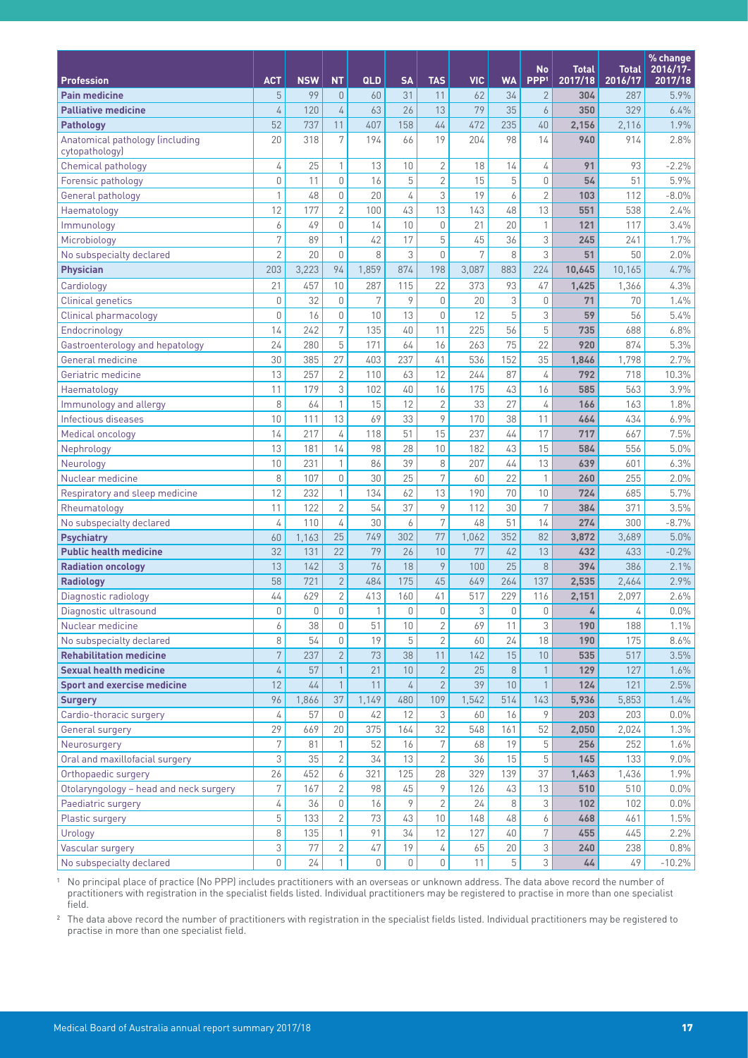| Profession | ACT | NSW | NT | QLD | SA | TAS | VIC | WA | No PPP[1] | Total 2017/18 | Total 2016/17 | % change 2016/17-2017/18 |
|---|---|---|---|---|---|---|---|---|---|---|---|---|
| **Pain medicine** | 5 | 99 | 0 | 60 | 31 | 11 | 62 | 34 | 2 | **304** | 287 | 5.9% |
| **Palliative medicine** | 4 | 120 | 4 | 63 | 26 | 13 | 79 | 35 | 6 | **350** | 329 | 6.4% |
| **Pathology** | 52 | 737 | 11 | 407 | 158 | 44 | 472 | 235 | 40 | **2,156** | 2,116 | 1.9% |
| Anatomical pathology (including cytopathology) | 20 | 318 | 7 | 194 | 66 | 19 | 204 | 98 | 14 | **940** | 914 | 2.8% |
| Chemical pathology | 4 | 25 | 1 | 13 | 10 | 2 | 18 | 14 | 4 | **91** | 93 | -2.2% |
| Forensic pathology | 0 | 11 | 0 | 16 | 5 | 2 | 15 | 5 | 0 | **54** | 51 | 5.9% |
| General pathology | 1 | 48 | 0 | 20 | 4 | 3 | 19 | 6 | 2 | **103** | 112 | -8.0% |
| Haematology | 12 | 177 | 2 | 100 | 43 | 13 | 143 | 48 | 13 | **551** | 538 | 2.4% |
| Immunology | 6 | 49 | 0 | 14 | 10 | 0 | 21 | 20 | 1 | **121** | 117 | 3.4% |
| Microbiology | 7 | 89 | 1 | 42 | 17 | 5 | 45 | 36 | 3 | **245** | 241 | 1.7% |
| No subspecialty declared | 2 | 20 | 0 | 8 | 3 | 0 | 7 | 8 | 3 | **51** | 50 | 2.0% |
| **Physician** | 203 | 3,223 | 94 | 1,859 | 874 | 198 | 3,087 | 883 | 224 | **10,645** | 10,165 | 4.7% |
| Cardiology | 21 | 457 | 10 | 287 | 115 | 22 | 373 | 93 | 47 | **1,425** | 1,366 | 4.3% |
| Clinical genetics | 0 | 32 | 0 | 7 | 9 | 0 | 20 | 3 | 0 | **71** | 70 | 1.4% |
| Clinical pharmacology | 0 | 16 | 0 | 10 | 13 | 0 | 12 | 5 | 3 | **59** | 56 | 5.4% |
| Endocrinology | 14 | 242 | 7 | 135 | 40 | 11 | 225 | 56 | 5 | **735** | 688 | 6.8% |
| Gastroenterology and hepatology | 24 | 280 | 5 | 171 | 64 | 16 | 263 | 75 | 22 | **920** | 874 | 5.3% |
| General medicine | 30 | 385 | 27 | 403 | 237 | 41 | 536 | 152 | 35 | **1,846** | 1,798 | 2.7% |
| Geriatric medicine | 13 | 257 | 2 | 110 | 63 | 12 | 244 | 87 | 4 | **792** | 718 | 10.3% |
| Haematology | 11 | 179 | 3 | 102 | 40 | 16 | 175 | 43 | 16 | **585** | 563 | 3.9% |
| Immunology and allergy | 8 | 64 | 1 | 15 | 12 | 2 | 33 | 27 | 4 | **166** | 163 | 1.8% |
| Infectious diseases | 10 | 111 | 13 | 69 | 33 | 9 | 170 | 38 | 11 | **464** | 434 | 6.9% |
| Medical oncology | 14 | 217 | 4 | 118 | 51 | 15 | 237 | 44 | 17 | **717** | 667 | 7.5% |
| Nephrology | 13 | 181 | 14 | 98 | 28 | 10 | 182 | 43 | 15 | **584** | 556 | 5.0% |
| Neurology | 10 | 231 | 1 | 86 | 39 | 8 | 207 | 44 | 13 | **639** | 601 | 6.3% |
| Nuclear medicine | 8 | 107 | 0 | 30 | 25 | 7 | 60 | 22 | 1 | **260** | 255 | 2.0% |
| Respiratory and sleep medicine | 12 | 232 | 1 | 134 | 62 | 13 | 190 | 70 | 10 | **724** | 685 | 5.7% |
| Rheumatology | 11 | 122 | 2 | 54 | 37 | 9 | 112 | 30 | 7 | **384** | 371 | 3.5% |
| No subspecialty declared | 4 | 110 | 4 | 30 | 6 | 7 | 48 | 51 | 14 | **274** | 300 | -8.7% |
| **Psychiatry** | 60 | 1,163 | 25 | 749 | 302 | 77 | 1,062 | 352 | 82 | **3,872** | 3,689 | 5.0% |
| **Public health medicine** | 32 | 131 | 22 | 79 | 26 | 10 | 77 | 42 | 13 | **432** | 433 | -0.2% |
| **Radiation oncology** | 13 | 142 | 3 | 76 | 18 | 9 | 100 | 25 | 8 | **394** | 386 | 2.1% |
| **Radiology** | 58 | 721 | 2 | 484 | 175 | 45 | 649 | 264 | 137 | **2,535** | 2,464 | 2.9% |
| Diagnostic radiology | 44 | 629 | 2 | 413 | 160 | 41 | 517 | 229 | 116 | **2,151** | 2,097 | 2.6% |
| Diagnostic ultrasound | 0 | 0 | 0 | 1 | 0 | 0 | 3 | 0 | 0 | **4** | 4 | 0.0% |
| Nuclear medicine | 6 | 38 | 0 | 51 | 10 | 2 | 69 | 11 | 3 | **190** | 188 | 1.1% |
| No subspecialty declared | 8 | 54 | 0 | 19 | 5 | 2 | 60 | 24 | 18 | **190** | 175 | 8.6% |
| **Rehabilitation medicine** | 7 | 237 | 2 | 73 | 38 | 11 | 142 | 15 | 10 | **535** | 517 | 3.5% |
| **Sexual health medicine** | 4 | 57 | 1 | 21 | 10 | 2 | 25 | 8 | 1 | **129** | 127 | 1.6% |
| **Sport and exercise medicine** | 12 | 44 | 1 | 11 | 4 | 2 | 39 | 10 | 1 | **124** | 121 | 2.5% |
| **Surgery** | 96 | 1,866 | 37 | 1,149 | 480 | 109 | 1,542 | 514 | 143 | **5,936** | 5,853 | 1.4% |
| Cardio-thoracic surgery | 4 | 57 | 0 | 42 | 12 | 3 | 60 | 16 | 9 | **203** | 203 | 0.0% |
| General surgery | 29 | 669 | 20 | 375 | 164 | 32 | 548 | 161 | 52 | **2,050** | 2,024 | 1.3% |
| Neurosurgery | 7 | 81 | 1 | 52 | 16 | 7 | 68 | 19 | 5 | **256** | 252 | 1.6% |
| Oral and maxillofacial surgery | 3 | 35 | 2 | 34 | 13 | 2 | 36 | 15 | 5 | **145** | 133 | 9.0% |
| Orthopaedic surgery | 26 | 452 | 6 | 321 | 125 | 28 | 329 | 139 | 37 | **1,463** | 1,436 | 1.9% |
| Otolaryngology – head and neck surgery | 7 | 167 | 2 | 98 | 45 | 9 | 126 | 43 | 13 | **510** | 510 | 0.0% |
| Paediatric surgery | 4 | 36 | 0 | 16 | 9 | 2 | 24 | 8 | 3 | **102** | 102 | 0.0% |
| Plastic surgery | 5 | 133 | 2 | 73 | 43 | 10 | 148 | 48 | 6 | **468** | 461 | 1.5% |
| Urology | 8 | 135 | 1 | 91 | 34 | 12 | 127 | 40 | 7 | **455** | 445 | 2.2% |
| Vascular surgery | 3 | 77 | 2 | 47 | 19 | 4 | 65 | 20 | 3 | **240** | 238 | 0.8% |
| No subspecialty declared | 0 | 24 | 1 | 0 | 0 | 0 | 11 | 5 | 3 | **44** | 49 | -10.2% |

[1] No principal place of practice (No PPP) includes practitioners with an overseas or unknown address. The data above record the number of practitioners with registration in the specialist fields listed. Individual practitioners may be registered to practise in more than one specialist field.

[2] The data above record the number of practitioners with registration in the specialist fields listed. Individual practitioners may be registered to practise in more than one specialist field.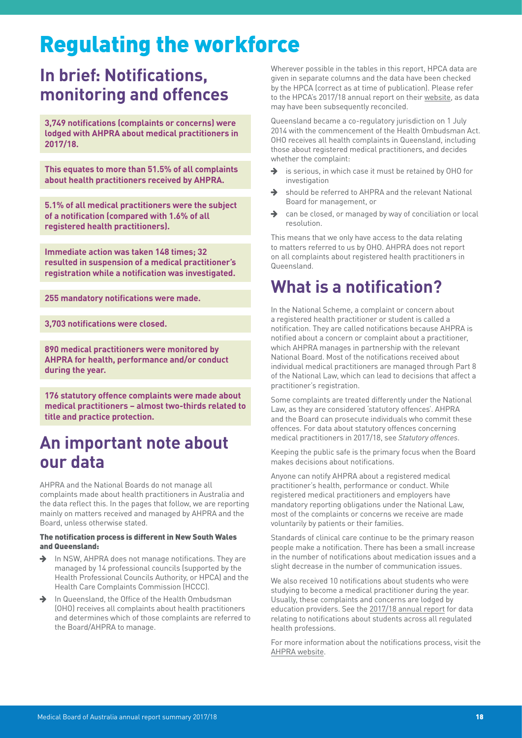# Regulating the workforce

## In brief: Notifications, monitoring and offences

**3,749 notifications (complaints or concerns) were lodged with AHPRA about medical practitioners in 2017/18.**

**This equates to more than 51.5% of all complaints about health practitioners received by AHPRA.**

**5.1% of all medical practitioners were the subject of a notification (compared with 1.6% of all registered health practitioners).**

**Immediate action was taken 148 times; 32 resulted in suspension of a medical practitioner's registration while a notification was investigated.**

**255 mandatory notifications were made.**

**3,703 notifications were closed.**

**890 medical practitioners were monitored by AHPRA for health, performance and/or conduct during the year.**

**176 statutory offence complaints were made about medical practitioners – almost two-thirds related to title and practice protection.**

## An important note about our data

AHPRA and the National Boards do not manage all complaints made about health practitioners in Australia and the data reflect this. In the pages that follow, we are reporting mainly on matters received and managed by AHPRA and the Board, unless otherwise stated.

#### The notification process is different in New South Wales and Queensland:

- In NSW, AHPRA does not manage notifications. They are managed by 14 professional councils (supported by the Health Professional Councils Authority, or HPCA) and the Health Care Complaints Commission (HCCC).
- In Queensland, the Office of the Health Ombudsman (OHO) receives all complaints about health practitioners and determines which of those complaints are referred to the Board/AHPRA to manage.

Wherever possible in the tables in this report, HPCA data are given in separate columns and the data have been checked by the HPCA (correct as at time of publication). Please refer to the HPCA's 2017/18 annual report on their website, as data may have been subsequently reconciled.

Queensland became a co-regulatory jurisdiction on 1 July 2014 with the commencement of the Health Ombudsman Act. OHO receives all health complaints in Queensland, including those about registered medical practitioners, and decides whether the complaint:

- is serious, in which case it must be retained by OHO for investigation
- should be referred to AHPRA and the relevant National Board for management, or
- can be closed, or managed by way of conciliation or local resolution.

This means that we only have access to the data relating to matters referred to us by OHO. AHPRA does not report on all complaints about registered health practitioners in Queensland.

## What is a notification?

In the National Scheme, a complaint or concern about a registered health practitioner or student is called a notification. They are called notifications because AHPRA is notified about a concern or complaint about a practitioner, which AHPRA manages in partnership with the relevant National Board. Most of the notifications received about individual medical practitioners are managed through Part 8 of the National Law, which can lead to decisions that affect a practitioner's registration.

Some complaints are treated differently under the National Law, as they are considered 'statutory offences'. AHPRA and the Board can prosecute individuals who commit these offences. For data about statutory offences concerning medical practitioners in 2017/18, see *Statutory offences*.

Keeping the public safe is the primary focus when the Board makes decisions about notifications.

Anyone can notify AHPRA about a registered medical practitioner's health, performance or conduct. While registered medical practitioners and employers have mandatory reporting obligations under the National Law, most of the complaints or concerns we receive are made voluntarily by patients or their families.

Standards of clinical care continue to be the primary reason people make a notification. There has been a small increase in the number of notifications about medication issues and a slight decrease in the number of communication issues.

We also received 10 notifications about students who were studying to become a medical practitioner during the year. Usually, these complaints and concerns are lodged by education providers. See the 2017/18 annual report for data relating to notifications about students across all regulated health professions.

For more information about the notifications process, visit the AHPRA website.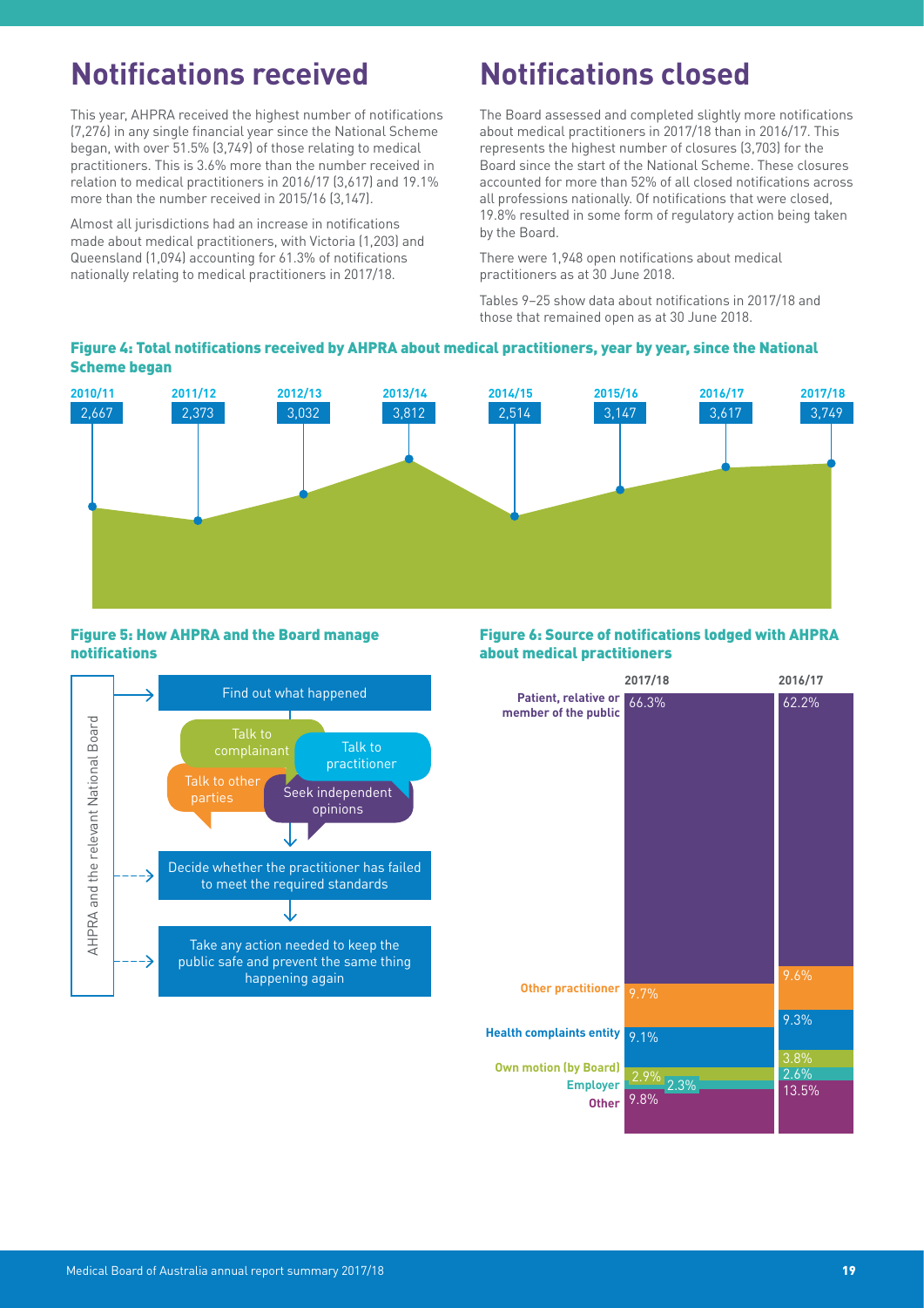## Notifications received

This year, AHPRA received the highest number of notifications (7,276) in any single financial year since the National Scheme began, with over 51.5% (3,749) of those relating to medical practitioners. This is 3.6% more than the number received in relation to medical practitioners in 2016/17 (3,617) and 19.1% more than the number received in 2015/16 (3,147).

Almost all jurisdictions had an increase in notifications made about medical practitioners, with Victoria (1,203) and Queensland (1,094) accounting for 61.3% of notifications nationally relating to medical practitioners in 2017/18.

## Notifications closed

The Board assessed and completed slightly more notifications about medical practitioners in 2017/18 than in 2016/17. This represents the highest number of closures (3,703) for the Board since the start of the National Scheme. These closures accounted for more than 52% of all closed notifications across all professions nationally. Of notifications that were closed, 19.8% resulted in some form of regulatory action being taken by the Board.

There were 1,948 open notifications about medical practitioners as at 30 June 2018.

Tables 9–25 show data about notifications in 2017/18 and those that remained open as at 30 June 2018.

### Figure 4: Total notifications received by AHPRA about medical practitioners, year by year, since the National Scheme began

| 2010/11 | 2011/12 | 2012/13 | 2013/14 | 2014/15 | 2015/16 | 2016/17 | 2017/18 |
|---|---|---|---|---|---|---|---|
| 2,667 | 2,373 | 3,032 | 3,812 | 2,514 | 3,147 | 3,617 | 3,749 |

### Figure 5: How AHPRA and the Board manage notifications

AHPRA and the relevant National Board

- Find out what happened
  - Talk to complainant
  - Talk to practitioner
  - Talk to other parties
  - Seek independent opinions
- Decide whether the practitioner has failed to meet the required standards
- Take any action needed to keep the public safe and prevent the same thing happening again

### Figure 6: Source of notifications lodged with AHPRA about medical practitioners

| Source | 2017/18 | 2016/17 |
|---|---|---|
| Patient, relative or member of the public | 66.3% | 62.2% |
| Other practitioner | 9.7% | 9.6% |
| Health complaints entity | 9.1% | 9.3% |
| Own motion (by Board) | 2.9% | 3.8% |
| Employer | 2.3% | 2.6% |
| Other | 9.8% | 13.5% |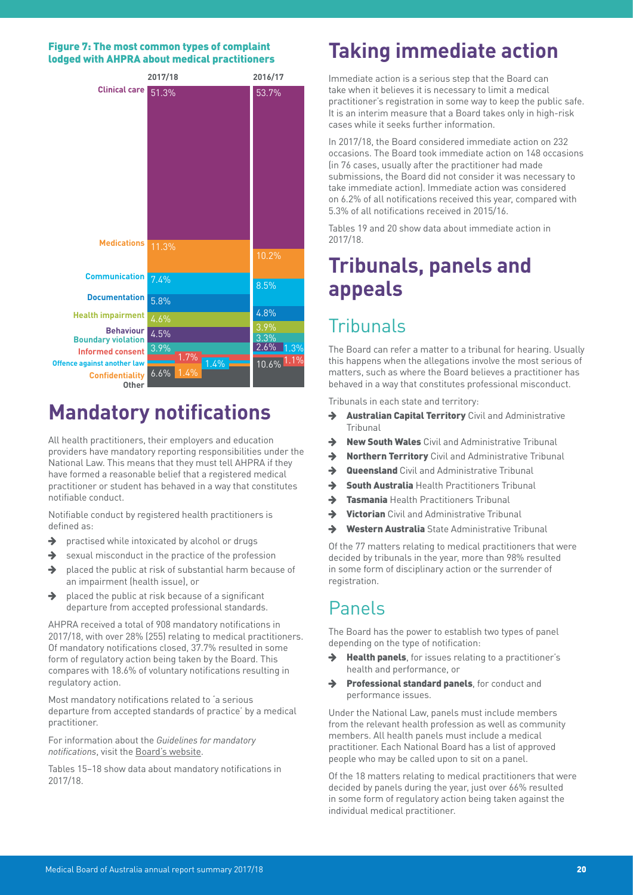**Figure 7: The most common types of complaint lodged with AHPRA about medical practitioners**

| | 2017/18 | 2016/17 |
|---|---|---|
| Clinical care | 51.3% | 53.7% |
| Medications | 11.3% | 10.2% |
| Communication | 7.4% | 8.5% |
| Documentation | 5.8% | 4.8% |
| Health impairment | 4.6% | 3.9% |
| Behaviour | 4.5% | 3.3% |
| Boundary violation | 3.9% | 2.6% |
| Informed consent | 1.7% | 1.3% |
| Offence against another law | 1.4% | 1.1% |
| Confidentiality | 1.4% | |
| Other | 6.6% | 10.6% |

# Mandatory notifications

All health practitioners, their employers and education providers have mandatory reporting responsibilities under the National Law. This means that they must tell AHPRA if they have formed a reasonable belief that a registered medical practitioner or student has behaved in a way that constitutes notifiable conduct.

Notifiable conduct by registered health practitioners is defined as:

- practised while intoxicated by alcohol or drugs
- sexual misconduct in the practice of the profession
- placed the public at risk of substantial harm because of an impairment (health issue), or
- placed the public at risk because of a significant departure from accepted professional standards.

AHPRA received a total of 908 mandatory notifications in 2017/18, with over 28% (255) relating to medical practitioners. Of mandatory notifications closed, 37.7% resulted in some form of regulatory action being taken by the Board. This compares with 18.6% of voluntary notifications resulting in regulatory action.

Most mandatory notifications related to 'a serious departure from accepted standards of practice' by a medical practitioner.

For information about the *Guidelines for mandatory notifications*, visit the Board's website.

Tables 15–18 show data about mandatory notifications in 2017/18.

# Taking immediate action

Immediate action is a serious step that the Board can take when it believes it is necessary to limit a medical practitioner's registration in some way to keep the public safe. It is an interim measure that a Board takes only in high-risk cases while it seeks further information.

In 2017/18, the Board considered immediate action on 232 occasions. The Board took immediate action on 148 occasions (in 76 cases, usually after the practitioner had made submissions, the Board did not consider it was necessary to take immediate action). Immediate action was considered on 6.2% of all notifications received this year, compared with 5.3% of all notifications received in 2015/16.

Tables 19 and 20 show data about immediate action in 2017/18.

# Tribunals, panels and appeals

## Tribunals

The Board can refer a matter to a tribunal for hearing. Usually this happens when the allegations involve the most serious of matters, such as where the Board believes a practitioner has behaved in a way that constitutes professional misconduct.

Tribunals in each state and territory:

- **Australian Capital Territory** Civil and Administrative Tribunal
- **New South Wales** Civil and Administrative Tribunal
- **Northern Territory** Civil and Administrative Tribunal
- **Queensland** Civil and Administrative Tribunal
- **South Australia** Health Practitioners Tribunal
- **Tasmania** Health Practitioners Tribunal
- **Victorian** Civil and Administrative Tribunal
- **Western Australia** State Administrative Tribunal

Of the 77 matters relating to medical practitioners that were decided by tribunals in the year, more than 98% resulted in some form of disciplinary action or the surrender of registration.

## Panels

The Board has the power to establish two types of panel depending on the type of notification:

- **Health panels**, for issues relating to a practitioner's health and performance, or
- **Professional standard panels**, for conduct and performance issues.

Under the National Law, panels must include members from the relevant health profession as well as community members. All health panels must include a medical practitioner. Each National Board has a list of approved people who may be called upon to sit on a panel.

Of the 18 matters relating to medical practitioners that were decided by panels during the year, just over 66% resulted in some form of regulatory action being taken against the individual medical practitioner.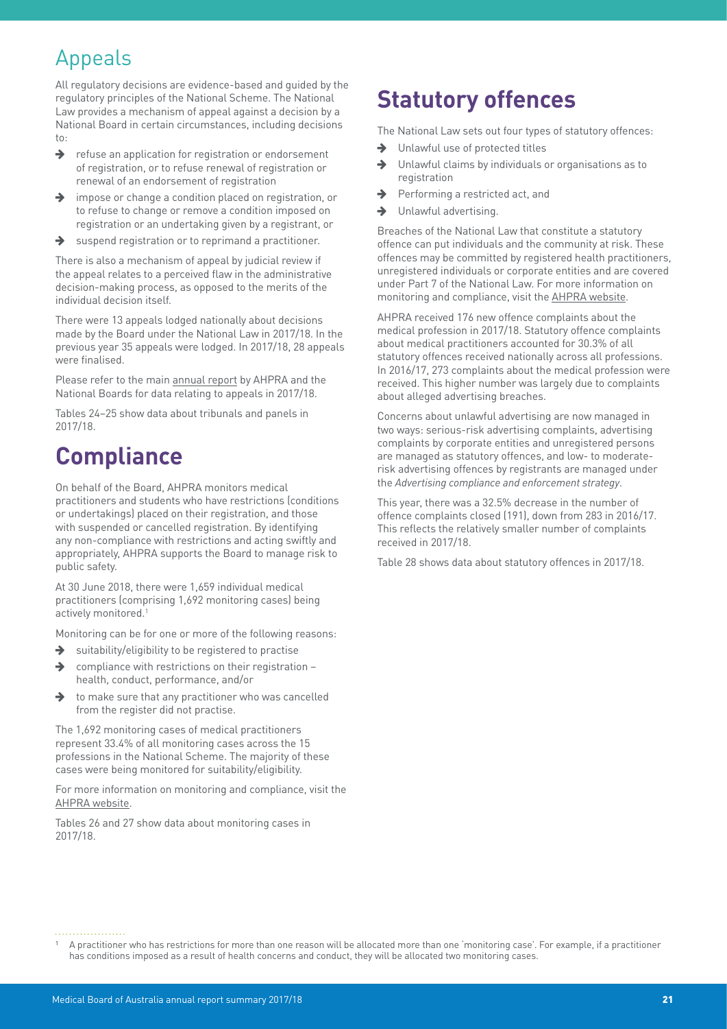## Appeals

All regulatory decisions are evidence-based and guided by the regulatory principles of the National Scheme. The National Law provides a mechanism of appeal against a decision by a National Board in certain circumstances, including decisions to:

- refuse an application for registration or endorsement of registration, or to refuse renewal of registration or renewal of an endorsement of registration
- impose or change a condition placed on registration, or to refuse to change or remove a condition imposed on registration or an undertaking given by a registrant, or
- suspend registration or to reprimand a practitioner.

There is also a mechanism of appeal by judicial review if the appeal relates to a perceived flaw in the administrative decision-making process, as opposed to the merits of the individual decision itself.

There were 13 appeals lodged nationally about decisions made by the Board under the National Law in 2017/18. In the previous year 35 appeals were lodged. In 2017/18, 28 appeals were finalised.

Please refer to the main annual report by AHPRA and the National Boards for data relating to appeals in 2017/18.

Tables 24–25 show data about tribunals and panels in 2017/18.

# Compliance

On behalf of the Board, AHPRA monitors medical practitioners and students who have restrictions (conditions or undertakings) placed on their registration, and those with suspended or cancelled registration. By identifying any non-compliance with restrictions and acting swiftly and appropriately, AHPRA supports the Board to manage risk to public safety.

At 30 June 2018, there were 1,659 individual medical practitioners (comprising 1,692 monitoring cases) being actively monitored.[1]

Monitoring can be for one or more of the following reasons:

- suitability/eligibility to be registered to practise
- compliance with restrictions on their registration – health, conduct, performance, and/or
- to make sure that any practitioner who was cancelled from the register did not practise.

The 1,692 monitoring cases of medical practitioners represent 33.4% of all monitoring cases across the 15 professions in the National Scheme. The majority of these cases were being monitored for suitability/eligibility.

For more information on monitoring and compliance, visit the AHPRA website.

Tables 26 and 27 show data about monitoring cases in 2017/18.

# Statutory offences

The National Law sets out four types of statutory offences:

- Unlawful use of protected titles
- Unlawful claims by individuals or organisations as to registration
- Performing a restricted act, and
- Unlawful advertising.

Breaches of the National Law that constitute a statutory offence can put individuals and the community at risk. These offences may be committed by registered health practitioners, unregistered individuals or corporate entities and are covered under Part 7 of the National Law. For more information on monitoring and compliance, visit the AHPRA website.

AHPRA received 176 new offence complaints about the medical profession in 2017/18. Statutory offence complaints about medical practitioners accounted for 30.3% of all statutory offences received nationally across all professions. In 2016/17, 273 complaints about the medical profession were received. This higher number was largely due to complaints about alleged advertising breaches.

Concerns about unlawful advertising are now managed in two ways: serious-risk advertising complaints, advertising complaints by corporate entities and unregistered persons are managed as statutory offences, and low- to moderate-risk advertising offences by registrants are managed under the *Advertising compliance and enforcement strategy*.

This year, there was a 32.5% decrease in the number of offence complaints closed (191), down from 283 in 2016/17. This reflects the relatively smaller number of complaints received in 2017/18.

Table 28 shows data about statutory offences in 2017/18.

[1] A practitioner who has restrictions for more than one reason will be allocated more than one 'monitoring case'. For example, if a practitioner has conditions imposed as a result of health concerns and conduct, they will be allocated two monitoring cases.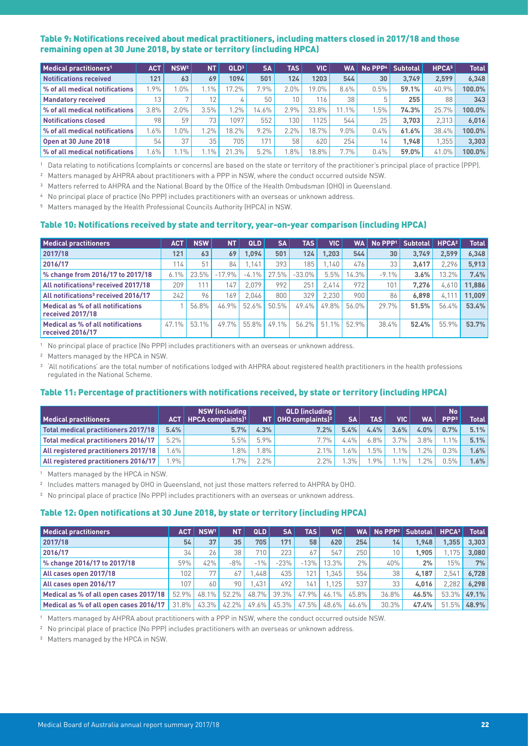## Table 9: Notifications received about medical practitioners, including matters closed in 2017/18 and those remaining open at 30 June 2018, by state or territory (including HPCA)

| Medical practitioners[1] | ACT | NSW[2] | NT | QLD[3] | SA | TAS | VIC | WA | No PPP[4] | Subtotal | HPCA[5] | Total |
|---|---|---|---|---|---|---|---|---|---|---|---|---|
| **Notifications received** | **121** | **63** | **69** | **1094** | **501** | **124** | **1203** | **544** | **30** | **3,749** | **2,599** | **6,348** |
| % of all medical notifications | 1.9% | 1.0% | 1.1% | 17.2% | 7.9% | 2.0% | 19.0% | 8.6% | 0.5% | **59.1%** | 40.9% | **100.0%** |
| **Mandatory received** | 13 | 7 | 12 | 4 | 50 | 10 | 116 | 38 | 5 | **255** | 88 | **343** |
| % of all medical notifications | 3.8% | 2.0% | 3.5% | 1.2% | 14.6% | 2.9% | 33.8% | 11.1% | 1.5% | **74.3%** | 25.7% | **100.0%** |
| **Notifications closed** | 98 | 59 | 73 | 1097 | 552 | 130 | 1125 | 544 | 25 | **3,703** | 2,313 | **6,016** |
| % of all medical notifications | 1.6% | 1.0% | 1.2% | 18.2% | 9.2% | 2.2% | 18.7% | 9.0% | 0.4% | **61.6%** | 38.4% | **100.0%** |
| **Open at 30 June 2018** | 54 | 37 | 35 | 705 | 171 | 58 | 620 | 254 | 14 | **1,948** | 1,355 | **3,303** |
| % of all medical notifications | 1.6% | 1.1% | 1.1% | 21.3% | 5.2% | 1.8% | 18.8% | 7.7% | 0.4% | **59.0%** | 41.0% | **100.0%** |

[1] Data relating to notifications (complaints or concerns) are based on the state or territory of the practitioner's principal place of practice (PPP).

[2] Matters managed by AHPRA about practitioners with a PPP in NSW, where the conduct occurred outside NSW.

[3] Matters referred to AHPRA and the National Board by the Office of the Health Ombudsman (OHO) in Queensland.

[4] No principal place of practice (No PPP) includes practitioners with an overseas or unknown address.

[5] Matters managed by the Health Professional Councils Authority (HPCA) in NSW.

## Table 10: Notifications received by state and territory, year-on-year comparison (including HPCA)

| Medical practitioners | ACT | NSW | NT | QLD | SA | TAS | VIC | WA | No PPP[1] | Subtotal | HPCA[2] | Total |
|---|---|---|---|---|---|---|---|---|---|---|---|---|
| **2017/18** | **121** | **63** | **69** | **1,094** | **501** | **124** | **1,203** | **544** | **30** | **3,749** | **2,599** | **6,348** |
| **2016/17** | 114 | 51 | 84 | 1,141 | 393 | 185 | 1,140 | 476 | 33 | **3,617** | 2,296 | **5,913** |
| **% change from 2016/17 to 2017/18** | 6.1% | 23.5% | -17.9% | -4.1% | 27.5% | -33.0% | 5.5% | 14.3% | -9.1% | **3.6%** | 13.2% | **7.4%** |
| **All notifications[3] received 2017/18** | 209 | 111 | 147 | 2,079 | 992 | 251 | 2,414 | 972 | 101 | **7,276** | 4,610 | **11,886** |
| **All notifications[3] received 2016/17** | 242 | 96 | 169 | 2,046 | 800 | 329 | 2,230 | 900 | 86 | **6,898** | 4,111 | **11,009** |
| **Medical as % of all notifications received 2017/18** | 1 | 56.8% | 46.9% | 52.6% | 50.5% | 49.4% | 49.8% | 56.0% | 29.7% | **51.5%** | 56.4% | **53.4%** |
| **Medical as % of all notifications received 2016/17** | 47.1% | 53.1% | 49.7% | 55.8% | 49.1% | 56.2% | 51.1% | 52.9% | 38.4% | **52.4%** | 55.9% | **53.7%** |

[1] No principal place of practice (No PPP) includes practitioners with an overseas or unknown address.

[2] Matters managed by the HPCA in NSW.

[3] 'All notifications' are the total number of notifications lodged with AHPRA about registered health practitioners in the health professions regulated in the National Scheme.

## Table 11: Percentage of practitioners with notifications received, by state or territory (including HPCA)

| Medical practitioners | ACT | NSW (including HPCA complaints)[1] | NT | QLD (including OHO complaints)[2] | SA | TAS | VIC | WA | No PPP[3] | Total |
|---|---|---|---|---|---|---|---|---|---|---|
| **Total medical practitioners 2017/18** | **5.4%** | **5.7%** | **4.3%** | **7.2%** | **5.4%** | **4.4%** | **3.6%** | **4.0%** | **0.7%** | **5.1%** |
| **Total medical practitioners 2016/17** | 5.2% | 5.5% | 5.9% | 7.7% | 4.4% | 6.8% | 3.7% | 3.8% | 1.1% | **5.1%** |
| **All registered practitioners 2017/18** | 1.6% | 1.8% | 1.8% | 2.1% | 1.6% | 1.5% | 1.1% | 1.2% | 0.3% | **1.6%** |
| **All registered practitioners 2016/17** | 1.9% | 1.7% | 2.2% | 2.2% | 1.3% | 1.9% | 1.1% | 1.2% | 0.5% | **1.6%** |

[1] Matters managed by the HPCA in NSW.

[2] Includes matters managed by OHO in Queensland, not just those matters referred to AHPRA by OHO.

[3] No principal place of practice (No PPP) includes practitioners with an overseas or unknown address.

## Table 12: Open notifications at 30 June 2018, by state or territory (including HPCA)

| Medical practitioners | ACT | NSW[1] | NT | QLD | SA | TAS | VIC | WA | No PPP[2] | Subtotal | HPCA[3] | Total |
|---|---|---|---|---|---|---|---|---|---|---|---|---|
| **2017/18** | **54** | **37** | **35** | **705** | **171** | **58** | **620** | **254** | **14** | **1,948** | **1,355** | **3,303** |
| **2016/17** | 34 | 26 | 38 | 710 | 223 | 67 | 547 | 250 | 10 | **1,905** | 1,175 | **3,080** |
| **% change 2016/17 to 2017/18** | 59% | 42% | -8% | -1% | -23% | -13% | 13.3% | 2% | 40% | **2%** | 15% | **7%** |
| **All cases open 2017/18** | 102 | 77 | 67 | 1,448 | 435 | 121 | 1,345 | 554 | 38 | **4,187** | 2,541 | **6,728** |
| **All cases open 2016/17** | 107 | 60 | 90 | 1,431 | 492 | 141 | 1,125 | 537 | 33 | **4,016** | 2,282 | **6,298** |
| **Medical as % of all open cases 2017/18** | 52.9% | 48.1% | 52.2% | 48.7% | 39.3% | 47.9% | 46.1% | 45.8% | 36.8% | **46.5%** | 53.3% | **49.1%** |
| **Medical as % of all open cases 2016/17** | 31.8% | 43.3% | 42.2% | 49.6% | 45.3% | 47.5% | 48.6% | 46.6% | 30.3% | **47.4%** | 51.5% | **48.9%** |

[1] Matters managed by AHPRA about practitioners with a PPP in NSW, where the conduct occurred outside NSW.

[2] No principal place of practice (No PPP) includes practitioners with an overseas or unknown address.

[3] Matters managed by the HPCA in NSW.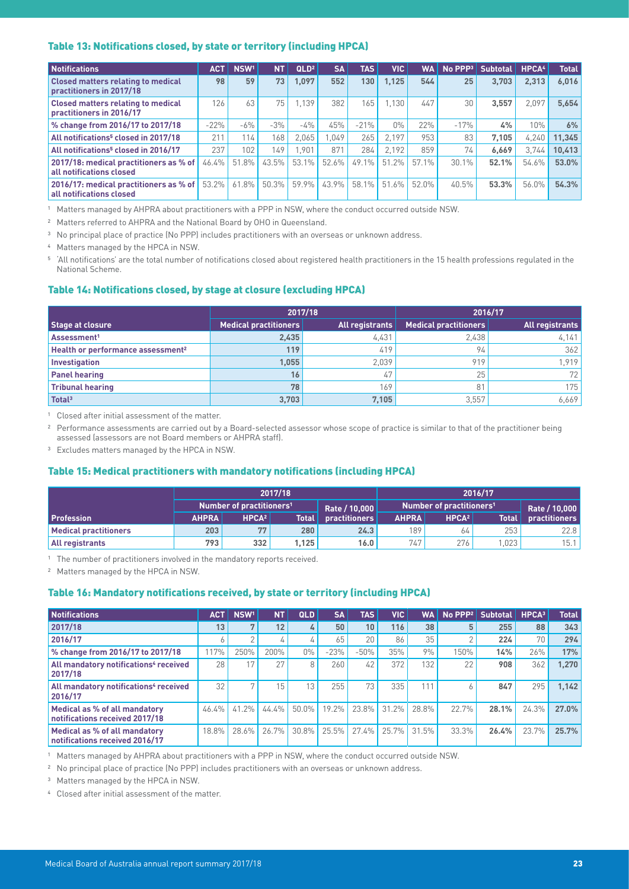### Table 13: Notifications closed, by state or territory (including HPCA)

| Notifications | ACT | NSW[1] | NT | QLD[2] | SA | TAS | VIC | WA | No PPP[3] | Subtotal | HPCA[4] | Total |
|---|---|---|---|---|---|---|---|---|---|---|---|---|
| Closed matters relating to medical practitioners in 2017/18 | 98 | 59 | 73 | 1,097 | 552 | 130 | 1,125 | 544 | 25 | 3,703 | 2,313 | 6,016 |
| Closed matters relating to medical practitioners in 2016/17 | 126 | 63 | 75 | 1,139 | 382 | 165 | 1,130 | 447 | 30 | 3,557 | 2,097 | 5,654 |
| % change from 2016/17 to 2017/18 | -22% | -6% | -3% | -4% | 45% | -21% | 0% | 22% | -17% | 4% | 10% | 6% |
| All notifications[5] closed in 2017/18 | 211 | 114 | 168 | 2,065 | 1,049 | 265 | 2,197 | 953 | 83 | 7,105 | 4,240 | 11,345 |
| All notifications[5] closed in 2016/17 | 237 | 102 | 149 | 1,901 | 871 | 284 | 2,192 | 859 | 74 | 6,669 | 3,744 | 10,413 |
| 2017/18: medical practitioners as % of all notifications closed | 46.4% | 51.8% | 43.5% | 53.1% | 52.6% | 49.1% | 51.2% | 57.1% | 30.1% | 52.1% | 54.6% | 53.0% |
| 2016/17: medical practitioners as % of all notifications closed | 53.2% | 61.8% | 50.3% | 59.9% | 43.9% | 58.1% | 51.6% | 52.0% | 40.5% | 53.3% | 56.0% | 54.3% |

1 Matters managed by AHPRA about practitioners with a PPP in NSW, where the conduct occurred outside NSW.

2 Matters referred to AHPRA and the National Board by OHO in Queensland.

3 No principal place of practice (No PPP) includes practitioners with an overseas or unknown address.

4 Matters managed by the HPCA in NSW.

5 'All notifications' are the total number of notifications closed about registered health practitioners in the 15 health professions regulated in the National Scheme.

### Table 14: Notifications closed, by stage at closure (excluding HPCA)

| | 2017/18 | | 2016/17 | |
|---|---|---|---|---|
| Stage at closure | Medical practitioners | All registrants | Medical practitioners | All registrants |
| Assessment[1] | 2,435 | 4,431 | 2,438 | 4,141 |
| Health or performance assessment[2] | 119 | 419 | 94 | 362 |
| Investigation | 1,055 | 2,039 | 919 | 1,919 |
| Panel hearing | 16 | 47 | 25 | 72 |
| Tribunal hearing | 78 | 169 | 81 | 175 |
| Total[3] | 3,703 | 7,105 | 3,557 | 6,669 |

1 Closed after initial assessment of the matter.

2 Performance assessments are carried out by a Board-selected assessor whose scope of practice is similar to that of the practitioner being assessed (assessors are not Board members or AHPRA staff).

3 Excludes matters managed by the HPCA in NSW.

### Table 15: Medical practitioners with mandatory notifications (including HPCA)

| | 2017/18 | | | | 2016/17 | | | |
|---|---|---|---|---|---|---|---|---|
| | Number of practitioners[1] | | | Rate / 10,000 | Number of practitioners[1] | | | Rate / 10,000 |
| Profession | AHPRA | HPCA[2] | Total | practitioners | AHPRA | HPCA[2] | Total | practitioners |
| Medical practitioners | 203 | 77 | 280 | 24.3 | 189 | 64 | 253 | 22.8 |
| All registrants | 793 | 332 | 1,125 | 16.0 | 747 | 276 | 1,023 | 15.1 |

1 The number of practitioners involved in the mandatory reports received.

2 Matters managed by the HPCA in NSW.

### Table 16: Mandatory notifications received, by state or territory (including HPCA)

| Notifications | ACT | NSW[1] | NT | QLD | SA | TAS | VIC | WA | No PPP[2] | Subtotal | HPCA[3] | Total |
|---|---|---|---|---|---|---|---|---|---|---|---|---|
| 2017/18 | 13 | 7 | 12 | 4 | 50 | 10 | 116 | 38 | 5 | 255 | 88 | 343 |
| 2016/17 | 6 | 2 | 4 | 4 | 65 | 20 | 86 | 35 | 2 | 224 | 70 | 294 |
| % change from 2016/17 to 2017/18 | 117% | 250% | 200% | 0% | -23% | -50% | 35% | 9% | 150% | 14% | 26% | 17% |
| All mandatory notifications[4] received 2017/18 | 28 | 17 | 27 | 8 | 260 | 42 | 372 | 132 | 22 | 908 | 362 | 1,270 |
| All mandatory notifications[4] received 2016/17 | 32 | 7 | 15 | 13 | 255 | 73 | 335 | 111 | 6 | 847 | 295 | 1,142 |
| Medical as % of all mandatory notifications received 2017/18 | 46.4% | 41.2% | 44.4% | 50.0% | 19.2% | 23.8% | 31.2% | 28.8% | 22.7% | 28.1% | 24.3% | 27.0% |
| Medical as % of all mandatory notifications received 2016/17 | 18.8% | 28.6% | 26.7% | 30.8% | 25.5% | 27.4% | 25.7% | 31.5% | 33.3% | 26.4% | 23.7% | 25.7% |

1 Matters managed by AHPRA about practitioners with a PPP in NSW, where the conduct occurred outside NSW.

2 No principal place of practice (No PPP) includes practitioners with an overseas or unknown address.

3 Matters managed by the HPCA in NSW.

4 Closed after initial assessment of the matter.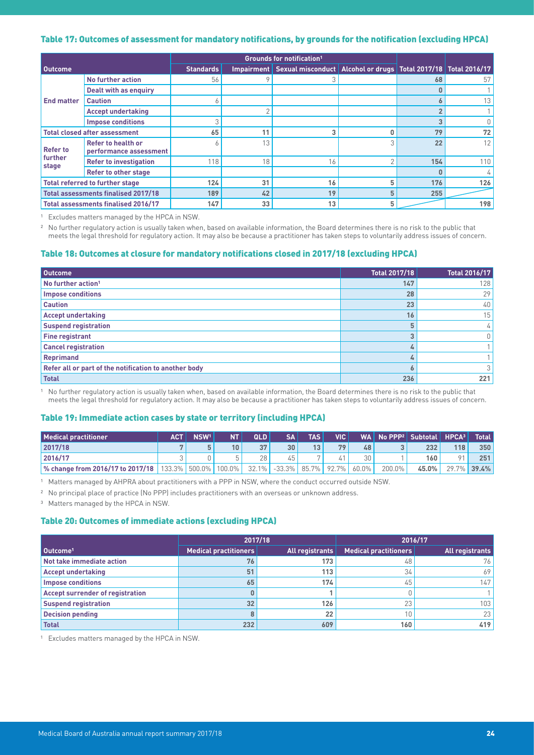### Table 17: Outcomes of assessment for mandatory notifications, by grounds for the notification (excluding HPCA)

| Outcome | | Grounds for notification[1] | | | | | |
|---|---|---|---|---|---|---|---|
| | | Standards | Impairment | Sexual misconduct | Alcohol or drugs | Total 2017/18 | Total 2016/17 |
| End matter | No further action | 56 | 9 | 3 | | 68 | 57 |
| | Dealt with as enquiry | | | | | 0 | 1 |
| | Caution | 6 | | | | 6 | 13 |
| | Accept undertaking | | 2 | | | 2 | 1 |
| | Impose conditions | 3 | | | | 3 | 0 |
| Total closed after assessment | | 65 | 11 | 3 | 0 | 79 | 72 |
| Refer to further stage | Refer to health or performance assessment | 6 | 13 | | 3 | 22 | 12 |
| | Refer to investigation | 118 | 18 | 16 | 2 | 154 | 110 |
| | Refer to other stage | | | | | 0 | 4 |
| Total referred to further stage | | 124 | 31 | 16 | 5 | 176 | 126 |
| Total assessments finalised 2017/18 | | 189 | 42 | 19 | 5 | 255 | |
| Total assessments finalised 2016/17 | | 147 | 33 | 13 | 5 | | 198 |

1 Excludes matters managed by the HPCA in NSW.

2 No further regulatory action is usually taken when, based on available information, the Board determines there is no risk to the public that meets the legal threshold for regulatory action. It may also be because a practitioner has taken steps to voluntarily address issues of concern.

### Table 18: Outcomes at closure for mandatory notifications closed in 2017/18 (excluding HPCA)

| Outcome | Total 2017/18 | Total 2016/17 |
|---|---|---|
| No further action[1] | 147 | 128 |
| Impose conditions | 28 | 29 |
| Caution | 23 | 40 |
| Accept undertaking | 16 | 15 |
| Suspend registration | 5 | 4 |
| Fine registrant | 3 | 0 |
| Cancel registration | 4 | 1 |
| Reprimand | 4 | 1 |
| Refer all or part of the notification to another body | 6 | 3 |
| Total | 236 | 221 |

1 No further regulatory action is usually taken when, based on available information, the Board determines there is no risk to the public that meets the legal threshold for regulatory action. It may also be because a practitioner has taken steps to voluntarily address issues of concern.

### Table 19: Immediate action cases by state or territory (including HPCA)

| Medical practitioner | ACT | NSW[1] | NT | QLD | SA | TAS | VIC | WA | No PPP[2] | Subtotal | HPCA[3] | Total |
|---|---|---|---|---|---|---|---|---|---|---|---|---|
| 2017/18 | 7 | 5 | 10 | 37 | 30 | 13 | 79 | 48 | 3 | 232 | 118 | 350 |
| 2016/17 | 3 | 0 | 5 | 28 | 45 | 7 | 41 | 30 | 1 | 160 | 91 | 251 |
| % change from 2016/17 to 2017/18 | 133.3% | 500.0% | 100.0% | 32.1% | -33.3% | 85.7% | 92.7% | 60.0% | 200.0% | 45.0% | 29.7% | 39.4% |

1 Matters managed by AHPRA about practitioners with a PPP in NSW, where the conduct occurred outside NSW.

2 No principal place of practice (No PPP) includes practitioners with an overseas or unknown address.

3 Matters managed by the HPCA in NSW.

### Table 20: Outcomes of immediate actions (excluding HPCA)

| | 2017/18 | | 2016/17 | |
|---|---|---|---|---|
| Outcome[1] | Medical practitioners | All registrants | Medical practitioners | All registrants |
| Not take immediate action | 76 | 173 | 48 | 76 |
| Accept undertaking | 51 | 113 | 34 | 69 |
| Impose conditions | 65 | 174 | 45 | 147 |
| Accept surrender of registration | 0 | 1 | 0 | 1 |
| Suspend registration | 32 | 126 | 23 | 103 |
| Decision pending | 8 | 22 | 10 | 23 |
| Total | 232 | 609 | 160 | 419 |

1 Excludes matters managed by the HPCA in NSW.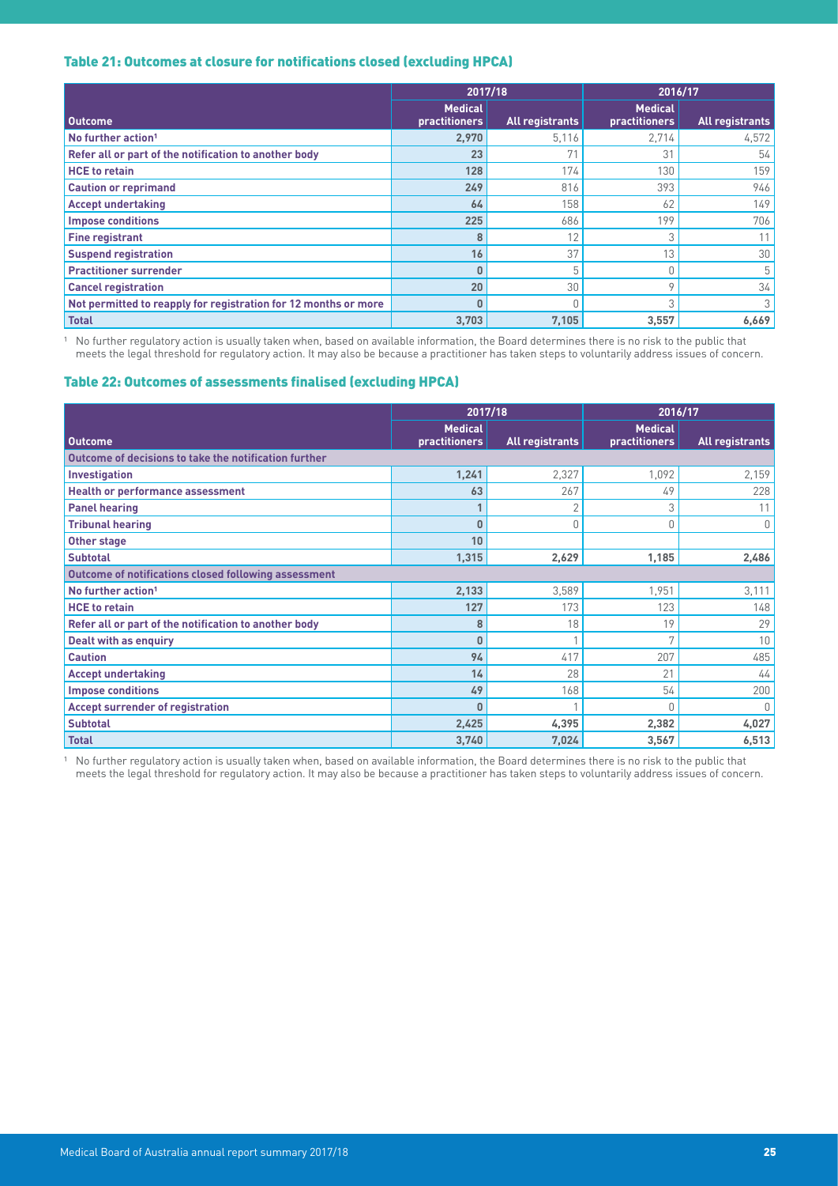### Table 21: Outcomes at closure for notifications closed (excluding HPCA)

| | 2017/18 | | 2016/17 | |
|---|---|---|---|---|
| **Outcome** | **Medical practitioners** | **All registrants** | **Medical practitioners** | **All registrants** |
| **No further action**[1] | **2,970** | 5,116 | 2,714 | 4,572 |
| **Refer all or part of the notification to another body** | **23** | 71 | 31 | 54 |
| **HCE to retain** | **128** | 174 | 130 | 159 |
| **Caution or reprimand** | **249** | 816 | 393 | 946 |
| **Accept undertaking** | **64** | 158 | 62 | 149 |
| **Impose conditions** | **225** | 686 | 199 | 706 |
| **Fine registrant** | **8** | 12 | 3 | 11 |
| **Suspend registration** | **16** | 37 | 13 | 30 |
| **Practitioner surrender** | **0** | 5 | 0 | 5 |
| **Cancel registration** | **20** | 30 | 9 | 34 |
| **Not permitted to reapply for registration for 12 months or more** | **0** | 0 | 3 | 3 |
| **Total** | **3,703** | **7,105** | **3,557** | **6,669** |

[1] No further regulatory action is usually taken when, based on available information, the Board determines there is no risk to the public that meets the legal threshold for regulatory action. It may also be because a practitioner has taken steps to voluntarily address issues of concern.

### Table 22: Outcomes of assessments finalised (excluding HPCA)

| | 2017/18 | | 2016/17 | |
|---|---|---|---|---|
| **Outcome** | **Medical practitioners** | **All registrants** | **Medical practitioners** | **All registrants** |
| **Outcome of decisions to take the notification further** | | | | |
| **Investigation** | **1,241** | 2,327 | 1,092 | 2,159 |
| **Health or performance assessment** | **63** | 267 | 49 | 228 |
| **Panel hearing** | **1** | 2 | 3 | 11 |
| **Tribunal hearing** | **0** | 0 | 0 | 0 |
| **Other stage** | **10** | | | |
| **Subtotal** | **1,315** | **2,629** | **1,185** | **2,486** |
| **Outcome of notifications closed following assessment** | | | | |
| **No further action**[1] | **2,133** | 3,589 | 1,951 | 3,111 |
| **HCE to retain** | **127** | 173 | 123 | 148 |
| **Refer all or part of the notification to another body** | **8** | 18 | 19 | 29 |
| **Dealt with as enquiry** | **0** | 1 | 7 | 10 |
| **Caution** | **94** | 417 | 207 | 485 |
| **Accept undertaking** | **14** | 28 | 21 | 44 |
| **Impose conditions** | **49** | 168 | 54 | 200 |
| **Accept surrender of registration** | **0** | 1 | 0 | 0 |
| **Subtotal** | **2,425** | **4,395** | **2,382** | **4,027** |
| **Total** | **3,740** | **7,024** | **3,567** | **6,513** |

[1] No further regulatory action is usually taken when, based on available information, the Board determines there is no risk to the public that meets the legal threshold for regulatory action. It may also be because a practitioner has taken steps to voluntarily address issues of concern.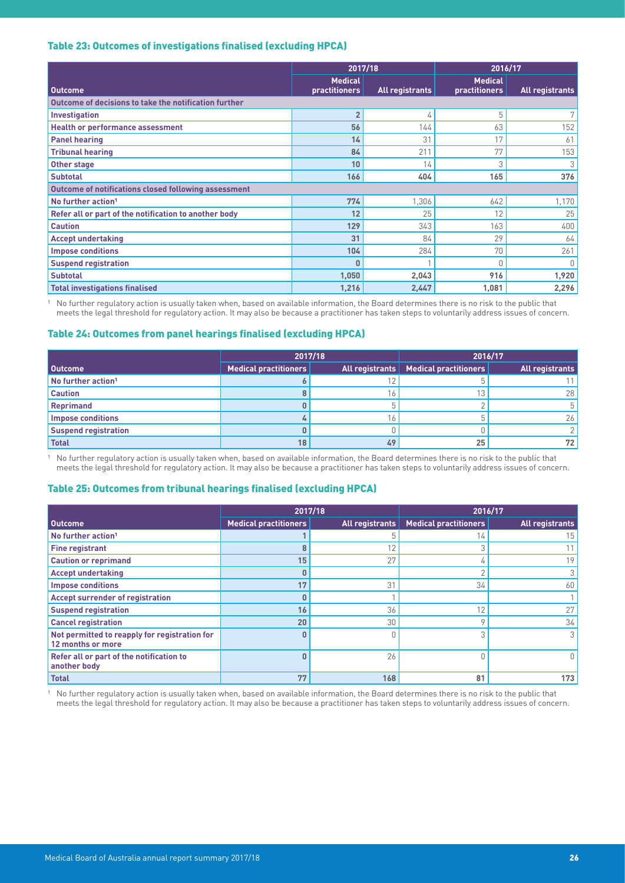### Table 23: Outcomes of investigations finalised (excluding HPCA)

| Outcome | 2017/18 | | 2016/17 | |
|---|---|---|---|---|
| | Medical practitioners | All registrants | Medical practitioners | All registrants |
| **Outcome of decisions to take the notification further** | | | | |
| Investigation | 2 | 4 | 5 | 7 |
| Health or performance assessment | 56 | 144 | 63 | 152 |
| Panel hearing | 14 | 31 | 17 | 61 |
| Tribunal hearing | 84 | 211 | 77 | 153 |
| Other stage | 10 | 14 | 3 | 3 |
| Subtotal | 166 | 404 | 165 | 376 |
| **Outcome of notifications closed following assessment** | | | | |
| No further action[1] | 774 | 1,306 | 642 | 1,170 |
| Refer all or part of the notification to another body | 12 | 25 | 12 | 25 |
| Caution | 129 | 343 | 163 | 400 |
| Accept undertaking | 31 | 84 | 29 | 64 |
| Impose conditions | 104 | 284 | 70 | 261 |
| Suspend registration | 0 | 1 | 0 | 0 |
| Subtotal | 1,050 | 2,043 | 916 | 1,920 |
| **Total investigations finalised** | **1,216** | **2,447** | **1,081** | **2,296** |

[1] No further regulatory action is usually taken when, based on available information, the Board determines there is no risk to the public that meets the legal threshold for regulatory action. It may also be because a practitioner has taken steps to voluntarily address issues of concern.

### Table 24: Outcomes from panel hearings finalised (excluding HPCA)

| Outcome | 2017/18 | | 2016/17 | |
|---|---|---|---|---|
| | Medical practitioners | All registrants | Medical practitioners | All registrants |
| No further action[1] | 6 | 12 | 5 | 11 |
| Caution | 8 | 16 | 13 | 28 |
| Reprimand | 0 | 5 | 2 | 5 |
| Impose conditions | 4 | 16 | 5 | 26 |
| Suspend registration | 0 | 0 | 0 | 2 |
| **Total** | **18** | **49** | **25** | **72** |

[1] No further regulatory action is usually taken when, based on available information, the Board determines there is no risk to the public that meets the legal threshold for regulatory action. It may also be because a practitioner has taken steps to voluntarily address issues of concern.

### Table 25: Outcomes from tribunal hearings finalised (excluding HPCA)

| Outcome | 2017/18 | | 2016/17 | |
|---|---|---|---|---|
| | Medical practitioners | All registrants | Medical practitioners | All registrants |
| No further action[1] | 1 | 5 | 14 | 15 |
| Fine registrant | 8 | 12 | 3 | 11 |
| Caution or reprimand | 15 | 27 | 4 | 19 |
| Accept undertaking | 0 | | 2 | 3 |
| Impose conditions | 17 | 31 | 34 | 60 |
| Accept surrender of registration | 0 | 1 | | 1 |
| Suspend registration | 16 | 36 | 12 | 27 |
| Cancel registration | 20 | 30 | 9 | 34 |
| Not permitted to reapply for registration for 12 months or more | 0 | 0 | 3 | 3 |
| Refer all or part of the notification to another body | 0 | 26 | 0 | 0 |
| **Total** | **77** | **168** | **81** | **173** |

[1] No further regulatory action is usually taken when, based on available information, the Board determines there is no risk to the public that meets the legal threshold for regulatory action. It may also be because a practitioner has taken steps to voluntarily address issues of concern.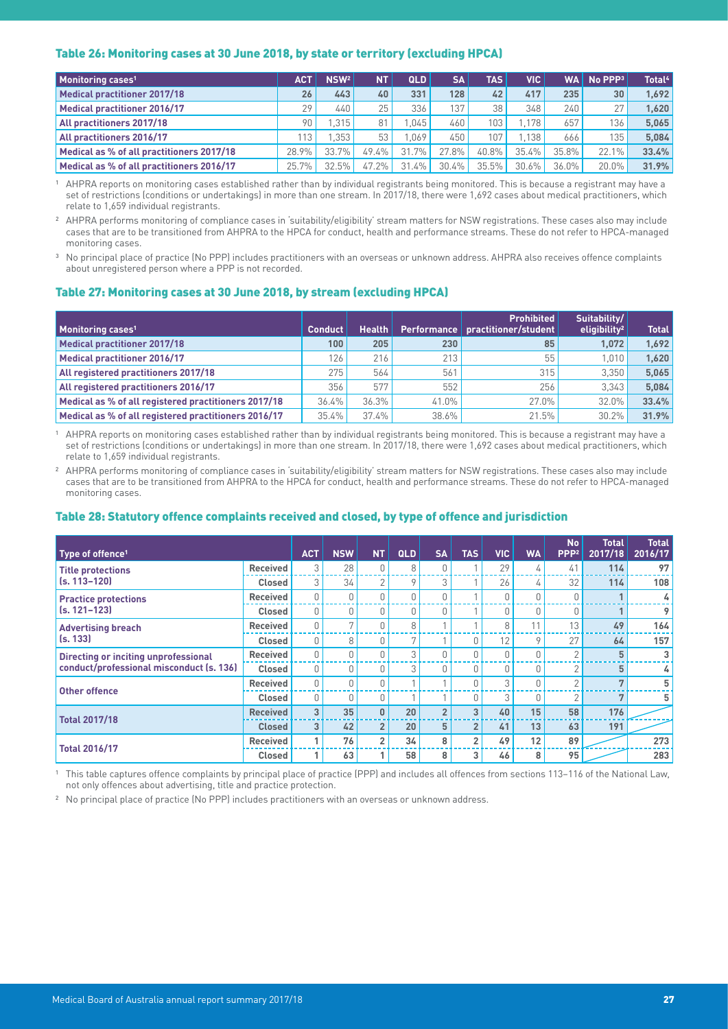### Table 26: Monitoring cases at 30 June 2018, by state or territory (excluding HPCA)

| Monitoring cases[1] | ACT | NSW[2] | NT | QLD | SA | TAS | VIC | WA | No PPP[3] | Total[4] |
|---|---|---|---|---|---|---|---|---|---|---|
| **Medical practitioner 2017/18** | 26 | 443 | 40 | 331 | 128 | 42 | 417 | 235 | 30 | **1,692** |
| **Medical practitioner 2016/17** | 29 | 440 | 25 | 336 | 137 | 38 | 348 | 240 | 27 | **1,620** |
| **All practitioners 2017/18** | 90 | 1,315 | 81 | 1,045 | 460 | 103 | 1,178 | 657 | 136 | **5,065** |
| **All practitioners 2016/17** | 113 | 1,353 | 53 | 1,069 | 450 | 107 | 1,138 | 666 | 135 | **5,084** |
| **Medical as % of all practitioners 2017/18** | 28.9% | 33.7% | 49.4% | 31.7% | 27.8% | 40.8% | 35.4% | 35.8% | 22.1% | **33.4%** |
| **Medical as % of all practitioners 2016/17** | 25.7% | 32.5% | 47.2% | 31.4% | 30.4% | 35.5% | 30.6% | 36.0% | 20.0% | **31.9%** |

[1] AHPRA reports on monitoring cases established rather than by individual registrants being monitored. This is because a registrant may have a set of restrictions (conditions or undertakings) in more than one stream. In 2017/18, there were 1,692 cases about medical practitioners, which relate to 1,659 individual registrants.

[2] AHPRA performs monitoring of compliance cases in 'suitability/eligibility' stream matters for NSW registrations. These cases also may include cases that are to be transitioned from AHPRA to the HPCA for conduct, health and performance streams. These do not refer to HPCA-managed monitoring cases.

[3] No principal place of practice (No PPP) includes practitioners with an overseas or unknown address. AHPRA also receives offence complaints about unregistered person where a PPP is not recorded.

### Table 27: Monitoring cases at 30 June 2018, by stream (excluding HPCA)

| Monitoring cases[1] | Conduct | Health | Performance | Prohibited practitioner/student | Suitability/ eligibility[2] | Total |
|---|---|---|---|---|---|---|
| **Medical practitioner 2017/18** | 100 | 205 | 230 | 85 | 1,072 | **1,692** |
| **Medical practitioner 2016/17** | 126 | 216 | 213 | 55 | 1,010 | **1,620** |
| **All registered practitioners 2017/18** | 275 | 564 | 561 | 315 | 3,350 | **5,065** |
| **All registered practitioners 2016/17** | 356 | 577 | 552 | 256 | 3,343 | **5,084** |
| **Medical as % of all registered practitioners 2017/18** | 36.4% | 36.3% | 41.0% | 27.0% | 32.0% | **33.4%** |
| **Medical as % of all registered practitioners 2016/17** | 35.4% | 37.4% | 38.6% | 21.5% | 30.2% | **31.9%** |

[1] AHPRA reports on monitoring cases established rather than by individual registrants being monitored. This is because a registrant may have a set of restrictions (conditions or undertakings) in more than one stream. In 2017/18, there were 1,692 cases about medical practitioners, which relate to 1,659 individual registrants.

[2] AHPRA performs monitoring of compliance cases in 'suitability/eligibility' stream matters for NSW registrations. These cases also may include cases that are to be transitioned from AHPRA to the HPCA for conduct, health and performance streams. These do not refer to HPCA-managed monitoring cases.

### Table 28: Statutory offence complaints received and closed, by type of offence and jurisdiction

| Type of offence[1] | | ACT | NSW | NT | QLD | SA | TAS | VIC | WA | No PPP[2] | Total 2017/18 | Total 2016/17 |
|---|---|---|---|---|---|---|---|---|---|---|---|---|
| **Title protections (s. 113–120)** | **Received** | 3 | 28 | 0 | 8 | 0 | 1 | 29 | 4 | 41 | **114** | **97** |
| | **Closed** | 3 | 34 | 2 | 9 | 3 | 1 | 26 | 4 | 32 | **114** | **108** |
| **Practice protections (s. 121–123)** | **Received** | 0 | 0 | 0 | 0 | 0 | 1 | 0 | 0 | 0 | **1** | **4** |
| | **Closed** | 0 | 0 | 0 | 0 | 0 | 1 | 0 | 0 | 0 | **1** | **9** |
| **Advertising breach (s. 133)** | **Received** | 0 | 7 | 0 | 8 | 1 | 1 | 8 | 11 | 13 | **49** | **164** |
| | **Closed** | 0 | 8 | 0 | 7 | 1 | 0 | 12 | 9 | 27 | **64** | **157** |
| **Directing or inciting unprofessional conduct/professional misconduct (s. 136)** | **Received** | 0 | 0 | 0 | 3 | 0 | 0 | 0 | 0 | 2 | **5** | **3** |
| | **Closed** | 0 | 0 | 0 | 3 | 0 | 0 | 0 | 0 | 2 | **5** | **4** |
| **Other offence** | **Received** | 0 | 0 | 0 | 1 | 1 | 0 | 3 | 0 | 2 | **7** | **5** |
| | **Closed** | 0 | 0 | 0 | 1 | 1 | 0 | 3 | 0 | 2 | **7** | **5** |
| **Total 2017/18** | **Received** | **3** | **35** | **0** | **20** | **2** | **3** | **40** | **15** | **58** | **176** | |
| | **Closed** | **3** | **42** | **2** | **20** | **5** | **2** | **41** | **13** | **63** | **191** | |
| **Total 2016/17** | **Received** | **1** | **76** | **2** | **34** | **8** | **2** | **49** | **12** | **89** | | **273** |
| | **Closed** | **1** | **63** | **1** | **58** | **8** | **3** | **46** | **8** | **95** | | **283** |

[1] This table captures offence complaints by principal place of practice (PPP) and includes all offences from sections 113–116 of the National Law, not only offences about advertising, title and practice protection.

[2] No principal place of practice (No PPP) includes practitioners with an overseas or unknown address.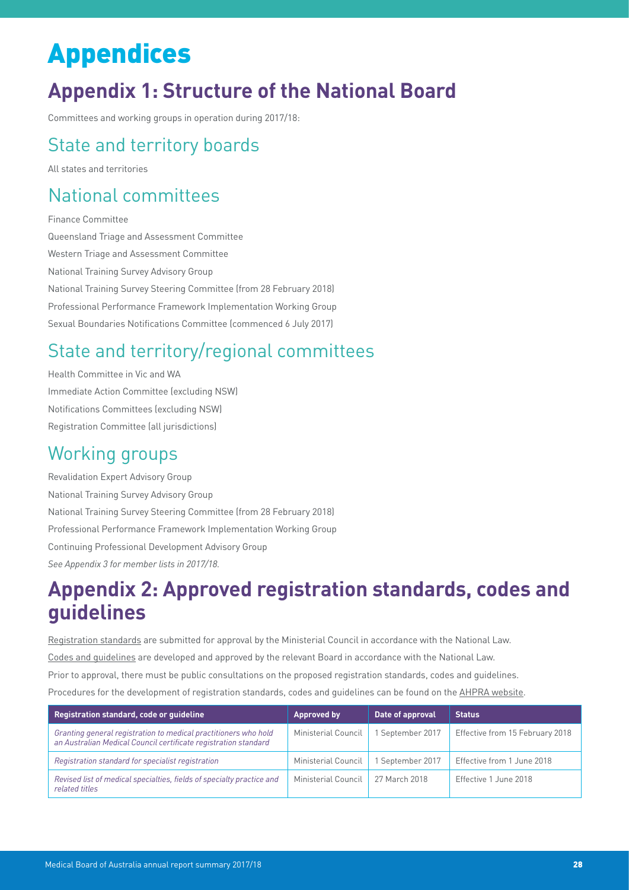# Appendices

## Appendix 1: Structure of the National Board

Committees and working groups in operation during 2017/18:

### State and territory boards

All states and territories

### National committees

Finance Committee

Queensland Triage and Assessment Committee

Western Triage and Assessment Committee

National Training Survey Advisory Group

National Training Survey Steering Committee (from 28 February 2018)

Professional Performance Framework Implementation Working Group

Sexual Boundaries Notifications Committee (commenced 6 July 2017)

### State and territory/regional committees

Health Committee in Vic and WA

Immediate Action Committee (excluding NSW)

Notifications Committees (excluding NSW)

Registration Committee (all jurisdictions)

### Working groups

Revalidation Expert Advisory Group

National Training Survey Advisory Group

National Training Survey Steering Committee (from 28 February 2018)

Professional Performance Framework Implementation Working Group

Continuing Professional Development Advisory Group

*See Appendix 3 for member lists in 2017/18.*

## Appendix 2: Approved registration standards, codes and guidelines

Registration standards are submitted for approval by the Ministerial Council in accordance with the National Law.

Codes and guidelines are developed and approved by the relevant Board in accordance with the National Law.

Prior to approval, there must be public consultations on the proposed registration standards, codes and guidelines.

Procedures for the development of registration standards, codes and guidelines can be found on the AHPRA website.

| Registration standard, code or guideline | Approved by | Date of approval | Status |
|---|---|---|---|
| *Granting general registration to medical practitioners who hold an Australian Medical Council certificate registration standard* | Ministerial Council | 1 September 2017 | Effective from 15 February 2018 |
| *Registration standard for specialist registration* | Ministerial Council | 1 September 2017 | Effective from 1 June 2018 |
| *Revised list of medical specialties, fields of specialty practice and related titles* | Ministerial Council | 27 March 2018 | Effective 1 June 2018 |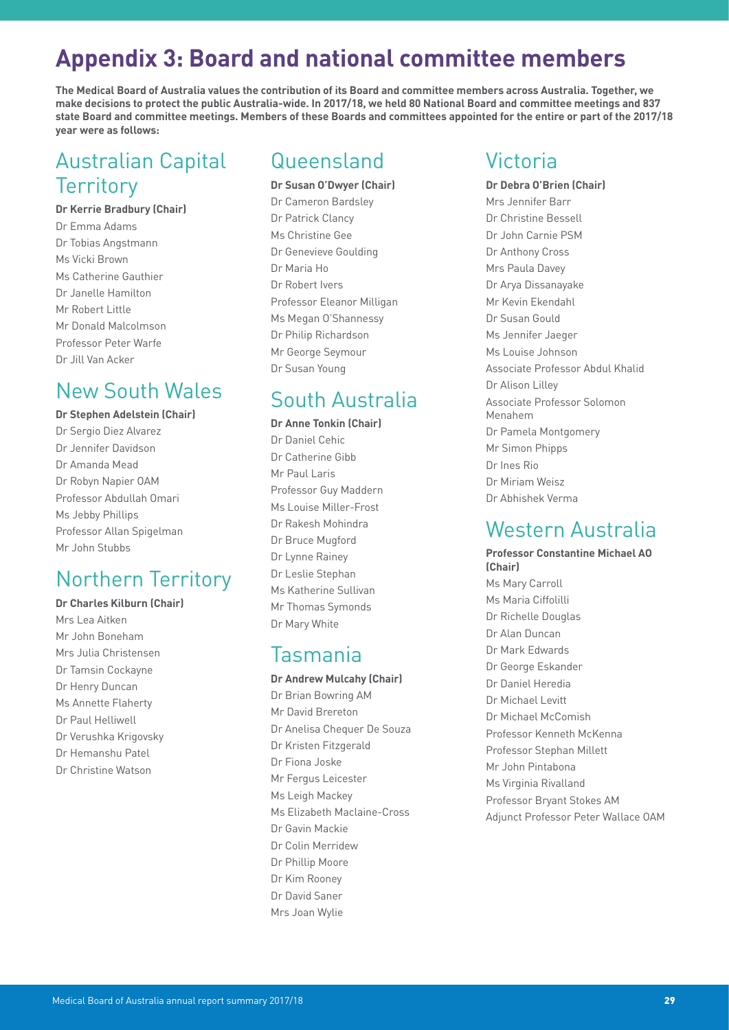# Appendix 3: Board and national committee members

**The Medical Board of Australia values the contribution of its Board and committee members across Australia. Together, we make decisions to protect the public Australia-wide. In 2017/18, we held 80 National Board and committee meetings and 837 state Board and committee meetings. Members of these Boards and committees appointed for the entire or part of the 2017/18 year were as follows:**

## Australian Capital Territory

**Dr Kerrie Bradbury (Chair)**
Dr Emma Adams
Dr Tobias Angstmann
Ms Vicki Brown
Ms Catherine Gauthier
Dr Janelle Hamilton
Mr Robert Little
Mr Donald Malcolmson
Professor Peter Warfe
Dr Jill Van Acker

## New South Wales

**Dr Stephen Adelstein (Chair)**
Dr Sergio Diez Alvarez
Dr Jennifer Davidson
Dr Amanda Mead
Dr Robyn Napier OAM
Professor Abdullah Omari
Ms Jebby Phillips
Professor Allan Spigelman
Mr John Stubbs

## Northern Territory

**Dr Charles Kilburn (Chair)**
Mrs Lea Aitken
Mr John Boneham
Mrs Julia Christensen
Dr Tamsin Cockayne
Dr Henry Duncan
Ms Annette Flaherty
Dr Paul Helliwell
Dr Verushka Krigovsky
Dr Hemanshu Patel
Dr Christine Watson

## Queensland

**Dr Susan O'Dwyer (Chair)**
Dr Cameron Bardsley
Dr Patrick Clancy
Ms Christine Gee
Dr Genevieve Goulding
Dr Maria Ho
Dr Robert Ivers
Professor Eleanor Milligan
Ms Megan O'Shannessy
Dr Philip Richardson
Mr George Seymour
Dr Susan Young

## South Australia

**Dr Anne Tonkin (Chair)**
Dr Daniel Cehic
Dr Catherine Gibb
Mr Paul Laris
Professor Guy Maddern
Ms Louise Miller-Frost
Dr Rakesh Mohindra
Dr Bruce Mugford
Dr Lynne Rainey
Dr Leslie Stephan
Ms Katherine Sullivan
Mr Thomas Symonds
Dr Mary White

## Tasmania

**Dr Andrew Mulcahy (Chair)**
Dr Brian Bowring AM
Mr David Brereton
Dr Anelisa Chequer De Souza
Dr Kristen Fitzgerald
Dr Fiona Joske
Mr Fergus Leicester
Ms Leigh Mackey
Ms Elizabeth Maclaine-Cross
Dr Gavin Mackie
Dr Colin Merridew
Dr Phillip Moore
Dr Kim Rooney
Dr David Saner
Mrs Joan Wylie

## Victoria

**Dr Debra O'Brien (Chair)**
Mrs Jennifer Barr
Dr Christine Bessell
Dr John Carnie PSM
Dr Anthony Cross
Mrs Paula Davey
Dr Arya Dissanayake
Mr Kevin Ekendahl
Dr Susan Gould
Ms Jennifer Jaeger
Ms Louise Johnson
Associate Professor Abdul Khalid
Dr Alison Lilley
Associate Professor Solomon Menahem
Dr Pamela Montgomery
Mr Simon Phipps
Dr Ines Rio
Dr Miriam Weisz
Dr Abhishek Verma

## Western Australia

**Professor Constantine Michael AO (Chair)**
Ms Mary Carroll
Ms Maria Ciffolilli
Dr Richelle Douglas
Dr Alan Duncan
Dr Mark Edwards
Dr George Eskander
Dr Daniel Heredia
Dr Michael Levitt
Dr Michael McComish
Professor Kenneth McKenna
Professor Stephan Millett
Mr John Pintabona
Ms Virginia Rivalland
Professor Bryant Stokes AM
Adjunct Professor Peter Wallace OAM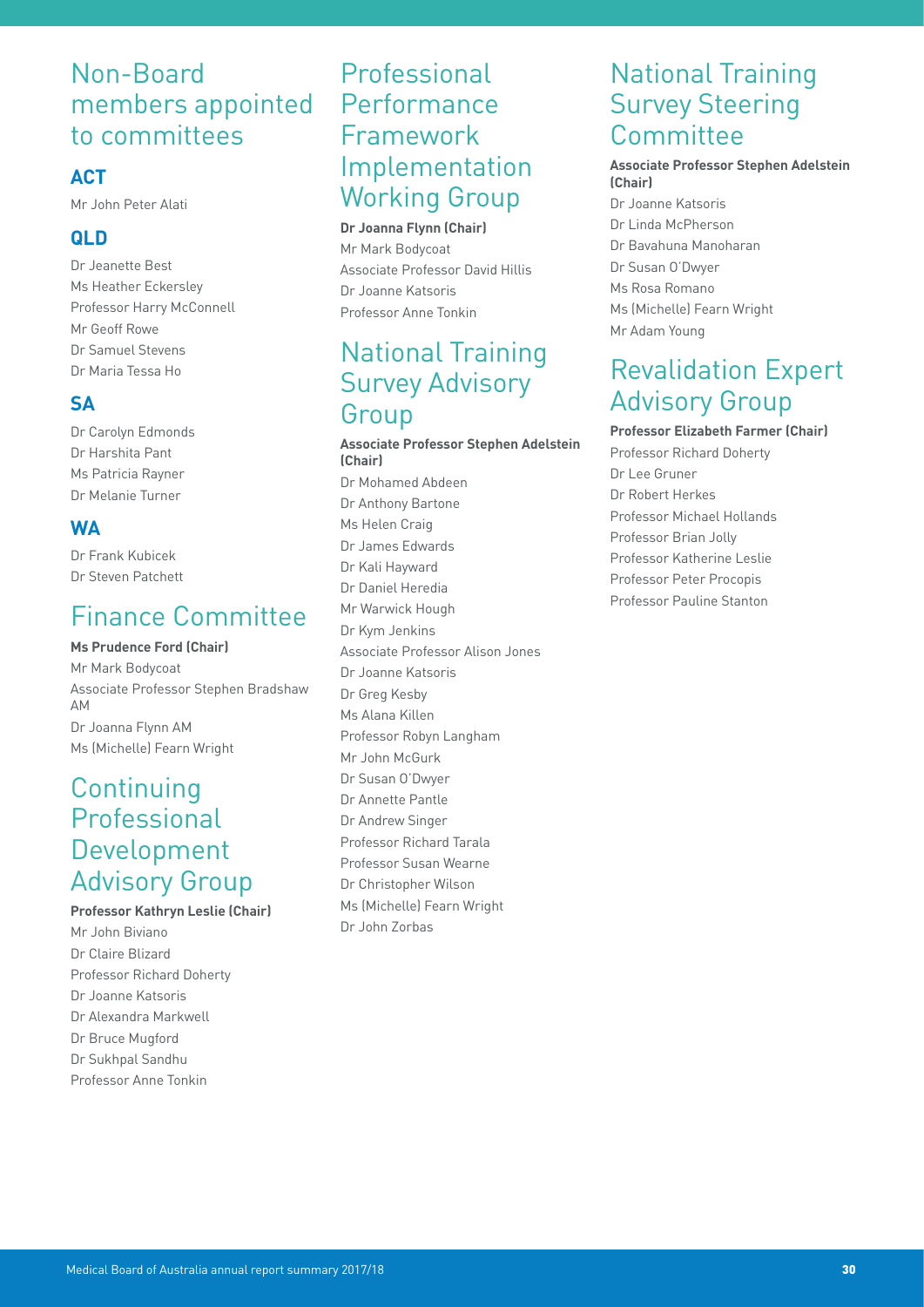## Non-Board members appointed to committees

### ACT

Mr John Peter Alati

### QLD

Dr Jeanette Best
Ms Heather Eckersley
Professor Harry McConnell
Mr Geoff Rowe
Dr Samuel Stevens
Dr Maria Tessa Ho

### SA

Dr Carolyn Edmonds
Dr Harshita Pant
Ms Patricia Rayner
Dr Melanie Turner

### WA

Dr Frank Kubicek
Dr Steven Patchett

## Finance Committee

**Ms Prudence Ford (Chair)**
Mr Mark Bodycoat
Associate Professor Stephen Bradshaw AM
Dr Joanna Flynn AM
Ms (Michelle) Fearn Wright

## Continuing Professional Development Advisory Group

**Professor Kathryn Leslie (Chair)**
Mr John Biviano
Dr Claire Blizard
Professor Richard Doherty
Dr Joanne Katsoris
Dr Alexandra Markwell
Dr Bruce Mugford
Dr Sukhpal Sandhu
Professor Anne Tonkin

## Professional Performance Framework Implementation Working Group

**Dr Joanna Flynn (Chair)**
Mr Mark Bodycoat
Associate Professor David Hillis
Dr Joanne Katsoris
Professor Anne Tonkin

## National Training Survey Advisory Group

**Associate Professor Stephen Adelstein (Chair)**
Dr Mohamed Abdeen
Dr Anthony Bartone
Ms Helen Craig
Dr James Edwards
Dr Kali Hayward
Dr Daniel Heredia
Mr Warwick Hough
Dr Kym Jenkins
Associate Professor Alison Jones
Dr Joanne Katsoris
Dr Greg Kesby
Ms Alana Killen
Professor Robyn Langham
Mr John McGurk
Dr Susan O'Dwyer
Dr Annette Pantle
Dr Andrew Singer
Professor Richard Tarala
Professor Susan Wearne
Dr Christopher Wilson
Ms (Michelle) Fearn Wright
Dr John Zorbas

## National Training Survey Steering Committee

**Associate Professor Stephen Adelstein (Chair)**
Dr Joanne Katsoris
Dr Linda McPherson
Dr Bavahuna Manoharan
Dr Susan O'Dwyer
Ms Rosa Romano
Ms (Michelle) Fearn Wright
Mr Adam Young

## Revalidation Expert Advisory Group

**Professor Elizabeth Farmer (Chair)**
Professor Richard Doherty
Dr Lee Gruner
Dr Robert Herkes
Professor Michael Hollands
Professor Brian Jolly
Professor Katherine Leslie
Professor Peter Procopis
Professor Pauline Stanton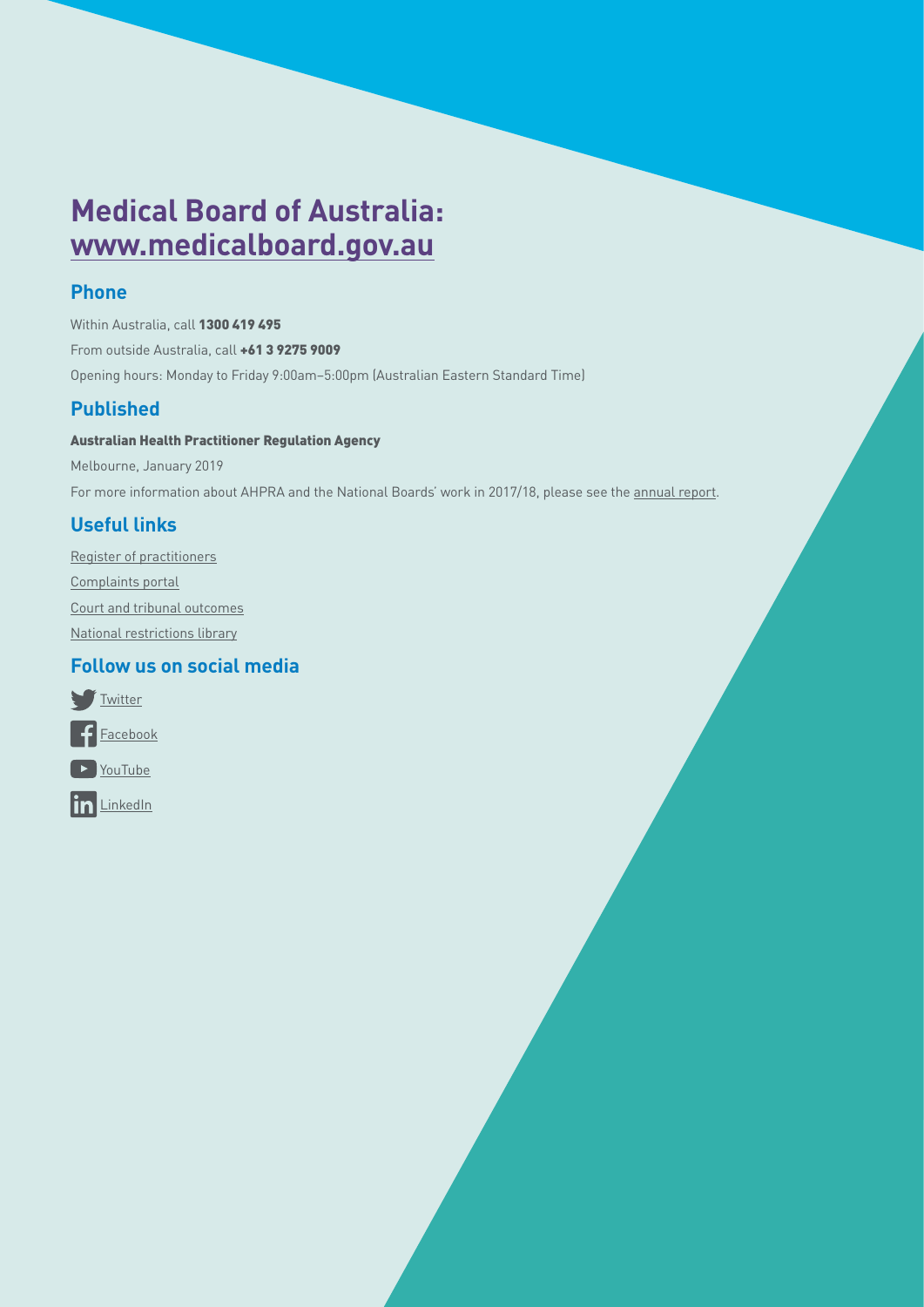# Medical Board of Australia: www.medicalboard.gov.au

## Phone

Within Australia, call **1300 419 495**

From outside Australia, call **+61 3 9275 9009**

Opening hours: Monday to Friday 9:00am–5:00pm (Australian Eastern Standard Time)

## Published

**Australian Health Practitioner Regulation Agency**

Melbourne, January 2019

For more information about AHPRA and the National Boards' work in 2017/18, please see the annual report.

## Useful links

Register of practitioners

Complaints portal

Court and tribunal outcomes

National restrictions library

## Follow us on social media

Twitter

Facebook

YouTube

LinkedIn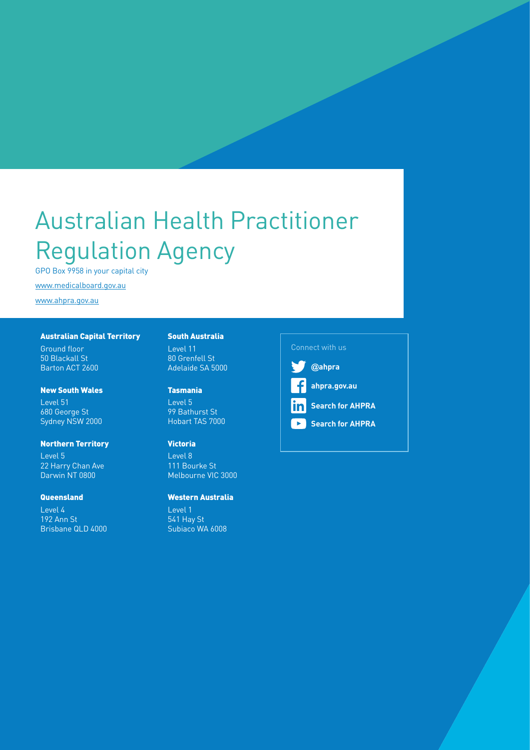# Australian Health Practitioner Regulation Agency

GPO Box 9958 in your capital city

www.medicalboard.gov.au

www.ahpra.gov.au

**Australian Capital Territory**

Ground floor
50 Blackall St
Barton ACT 2600

**New South Wales**

Level 51
680 George St
Sydney NSW 2000

**Northern Territory**

Level 5
22 Harry Chan Ave
Darwin NT 0800

**Queensland**

Level 4
192 Ann St
Brisbane QLD 4000

**South Australia**

Level 11
80 Grenfell St
Adelaide SA 5000

**Tasmania**

Level 5
99 Bathurst St
Hobart TAS 7000

**Victoria**

Level 8
111 Bourke St
Melbourne VIC 3000

**Western Australia**

Level 1
541 Hay St
Subiaco WA 6008

Connect with us

**@ahpra**

**ahpra.gov.au**

**Search for AHPRA**

**Search for AHPRA**